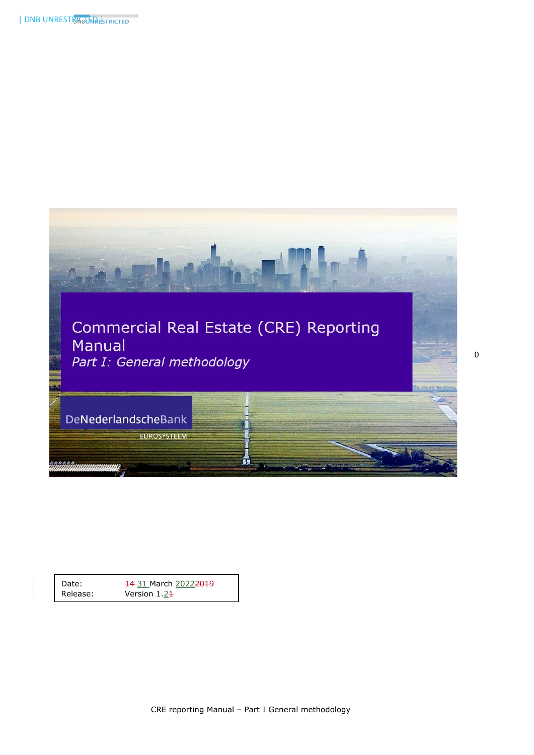# Commercial Real Estate (CRE) Reporting Manual

*Part I: General methodology*

DeNederlandscheBank

EUROSYSTEEM

| Date: | ~~14~~ 31 March 2022~~2019~~ |
|---|---|
| Release: | Version 1.2~~1~~ |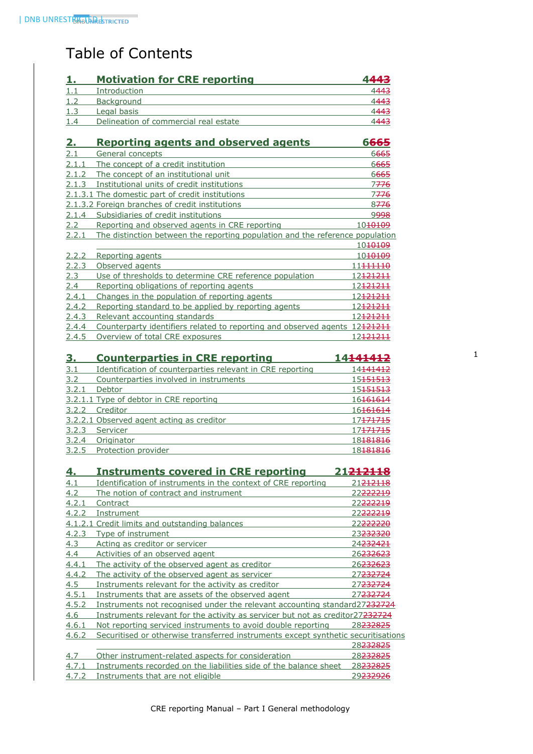# Table of Contents

| Section | Title | Page |
|---|---|---|
| **1.** | **Motivation for CRE reporting** | **4~~443~~** |
| 1.1 | Introduction | 4~~443~~ |
| 1.2 | Background | 4~~443~~ |
| 1.3 | Legal basis | 4~~443~~ |
| 1.4 | Delineation of commercial real estate | 4~~443~~ |
| **2.** | **Reporting agents and observed agents** | **6~~665~~** |
| 2.1 | General concepts | 6~~665~~ |
| 2.1.1 | The concept of a credit institution | 6~~665~~ |
| 2.1.2 | The concept of an institutional unit | 6~~665~~ |
| 2.1.3 | Institutional units of credit institutions | 7~~776~~ |
| 2.1.3.1 | The domestic part of credit institutions | 7~~776~~ |
| 2.1.3.2 | Foreign branches of credit institutions | 8~~776~~ |
| 2.1.4 | Subsidiaries of credit institutions | 9~~998~~ |
| 2.2 | Reporting and observed agents in CRE reporting | 10~~10109~~ |
| 2.2.1 | The distinction between the reporting population and the reference population | 10~~10109~~ |
| 2.2.2 | Reporting agents | 10~~10109~~ |
| 2.2.3 | Observed agents | 11~~111110~~ |
| 2.3 | Use of thresholds to determine CRE reference population | 12~~121211~~ |
| 2.4 | Reporting obligations of reporting agents | 12~~121211~~ |
| 2.4.1 | Changes in the population of reporting agents | 12~~121211~~ |
| 2.4.2 | Reporting standard to be applied by reporting agents | 12~~121211~~ |
| 2.4.3 | Relevant accounting standards | 12~~121211~~ |
| 2.4.4 | Counterparty identifiers related to reporting and observed agents | 12~~121211~~ |
| 2.4.5 | Overview of total CRE exposures | 12~~121211~~ |
| **3.** | **Counterparties in CRE reporting** | **14~~141412~~** |
| 3.1 | Identification of counterparties relevant in CRE reporting | 14~~141412~~ |
| 3.2 | Counterparties involved in instruments | 15~~151513~~ |
| 3.2.1 | Debtor | 15~~151513~~ |
| 3.2.1.1 | Type of debtor in CRE reporting | 16~~161614~~ |
| 3.2.2 | Creditor | 16~~161614~~ |
| 3.2.2.1 | Observed agent acting as creditor | 17~~171715~~ |
| 3.2.3 | Servicer | 17~~171715~~ |
| 3.2.4 | Originator | 18~~181816~~ |
| 3.2.5 | Protection provider | 18~~181816~~ |
| **4.** | **Instruments covered in CRE reporting** | **21~~212118~~** |
| 4.1 | Identification of instruments in the context of CRE reporting | 21~~212118~~ |
| 4.2 | The notion of contract and instrument | 22~~222219~~ |
| 4.2.1 | Contract | 22~~222219~~ |
| 4.2.2 | Instrument | 22~~222219~~ |
| 4.1.2.1 | Credit limits and outstanding balances | 22~~222220~~ |
| 4.2.3 | Type of instrument | 23~~232320~~ |
| 4.3 | Acting as creditor or servicer | 24~~232421~~ |
| 4.4 | Activities of an observed agent | 26~~232623~~ |
| 4.4.1 | The activity of the observed agent as creditor | 26~~232623~~ |
| 4.4.2 | The activity of the observed agent as servicer | 27~~232724~~ |
| 4.5 | Instruments relevant for the activity as creditor | 27~~232724~~ |
| 4.5.1 | Instruments that are assets of the observed agent | 27~~232724~~ |
| 4.5.2 | Instruments not recognised under the relevant accounting standard | 27~~232724~~ |
| 4.6 | Instruments relevant for the activity as servicer but not as creditor | 27~~232724~~ |
| 4.6.1 | Not reporting serviced instruments to avoid double reporting | 28~~232825~~ |
| 4.6.2 | Securitised or otherwise transferred instruments except synthetic securitisations | 28~~232825~~ |
| 4.7 | Other instrument-related aspects for consideration | 28~~232825~~ |
| 4.7.1 | Instruments recorded on the liabilities side of the balance sheet | 28~~232825~~ |
| 4.7.2 | Instruments that are not eligible | 29~~232926~~ |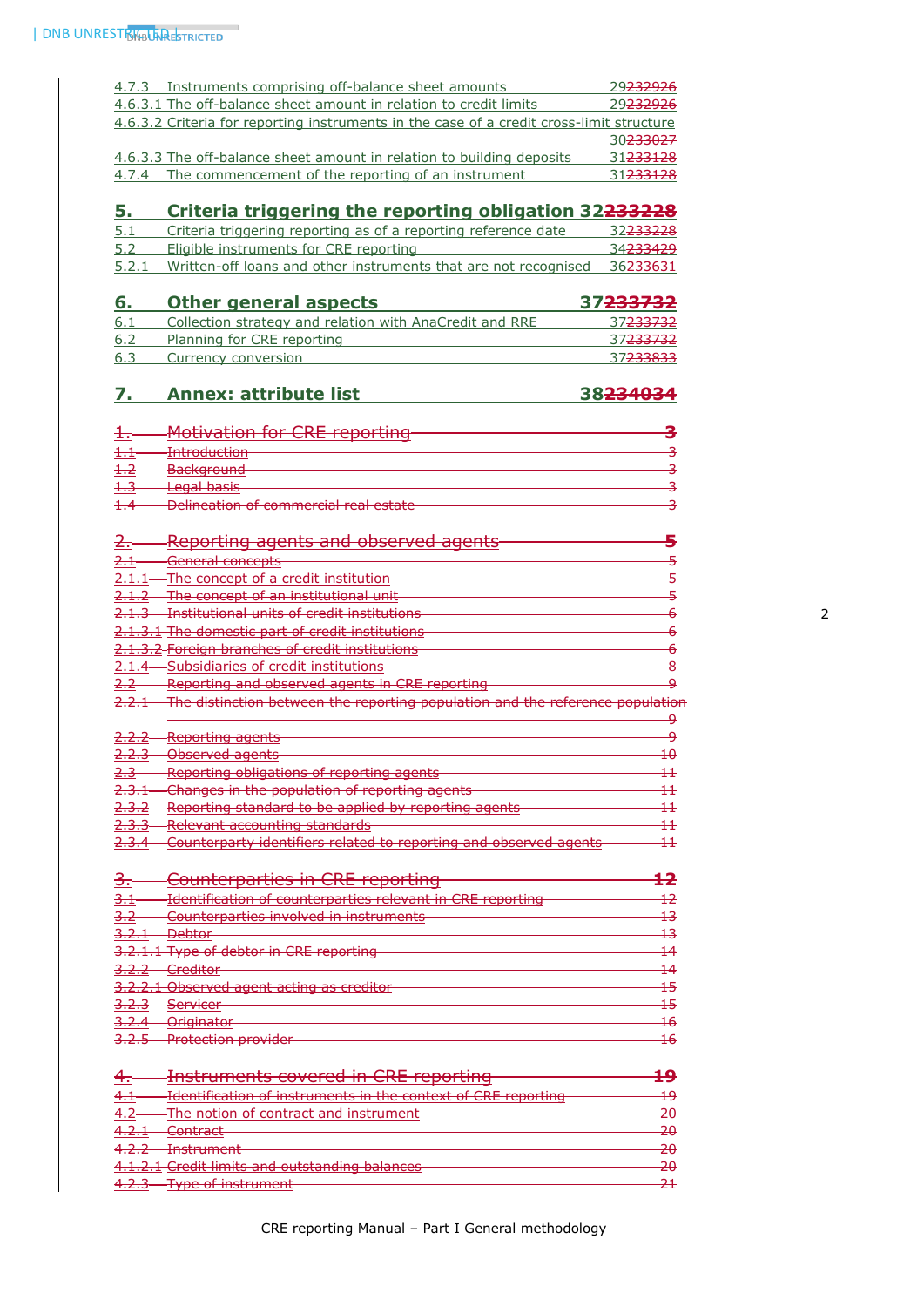4.7.3 Instruments comprising off-balance sheet amounts 29~~2329~~26
4.6.3.1 The off-balance sheet amount in relation to credit limits 29~~2329~~26
4.6.3.2 Criteria for reporting instruments in the case of a credit cross-limit structure 30~~2330~~27
4.6.3.3 The off-balance sheet amount in relation to building deposits 31~~2331~~28
4.7.4 The commencement of the reporting of an instrument 31~~2331~~28

**5. Criteria triggering the reporting obligation 32~~2332~~28**
5.1 Criteria triggering reporting as of a reporting reference date 32~~2332~~28
5.2 Eligible instruments for CRE reporting 34~~2334~~29
5.2.1 Written-off loans and other instruments that are not recognised 36~~2336~~31

**6. Other general aspects 37~~2337~~32**
6.1 Collection strategy and relation with AnaCredit and RRE 37~~2337~~32
6.2 Planning for CRE reporting 37~~2337~~32
6.3 Currency conversion 37~~2338~~33

**7. Annex: attribute list 38~~2340~~34**

~~1. Motivation for CRE reporting 3~~
~~1.1 Introduction 3~~
~~1.2 Background 3~~
~~1.3 Legal basis 3~~
~~1.4 Delineation of commercial real estate 3~~

~~2. Reporting agents and observed agents 5~~
~~2.1 General concepts 5~~
~~2.1.1 The concept of a credit institution 5~~
~~2.1.2 The concept of an institutional unit 5~~
~~2.1.3 Institutional units of credit institutions 6~~
~~2.1.3.1 The domestic part of credit institutions 6~~
~~2.1.3.2 Foreign branches of credit institutions 6~~
~~2.1.4 Subsidiaries of credit institutions 8~~
~~2.2 Reporting and observed agents in CRE reporting 9~~
~~2.2.1 The distinction between the reporting population and the reference population 9~~
~~2.2.2 Reporting agents 9~~
~~2.2.3 Observed agents 10~~
~~2.3 Reporting obligations of reporting agents 11~~
~~2.3.1 Changes in the population of reporting agents 11~~
~~2.3.2 Reporting standard to be applied by reporting agents 11~~
~~2.3.3 Relevant accounting standards 11~~
~~2.3.4 Counterparty identifiers related to reporting and observed agents 11~~

~~3. Counterparties in CRE reporting 12~~
~~3.1 Identification of counterparties relevant in CRE reporting 12~~
~~3.2 Counterparties involved in instruments 13~~
~~3.2.1 Debtor 13~~
~~3.2.1.1 Type of debtor in CRE reporting 14~~
~~3.2.2 Creditor 14~~
~~3.2.2.1 Observed agent acting as creditor 15~~
~~3.2.3 Servicer 15~~
~~3.2.4 Originator 16~~
~~3.2.5 Protection provider 16~~

~~4. Instruments covered in CRE reporting 19~~
~~4.1 Identification of instruments in the context of CRE reporting 19~~
~~4.2 The notion of contract and instrument 20~~
~~4.2.1 Contract 20~~
~~4.2.2 Instrument 20~~
~~4.1.2.1 Credit limits and outstanding balances 20~~
~~4.2.3 Type of instrument 21~~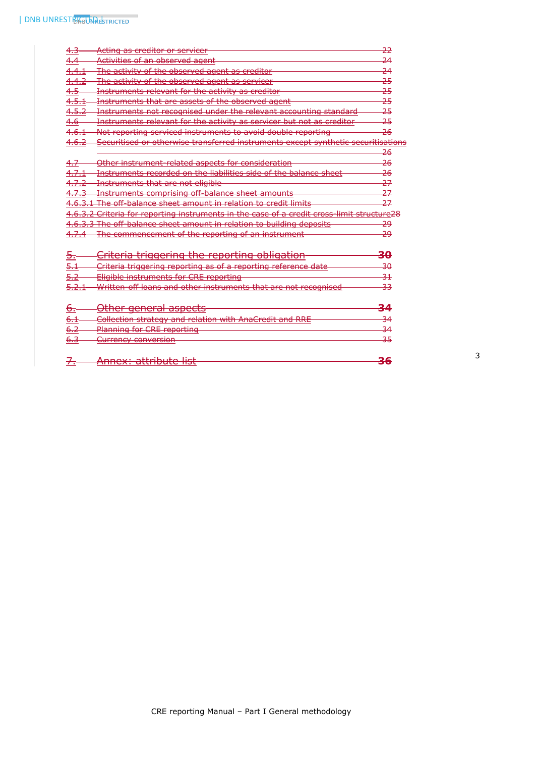4.3 Acting as creditor or servicer 22
4.4 Activities of an observed agent 24
4.4.1 The activity of the observed agent as creditor 24
4.4.2 The activity of the observed agent as servicer 25
4.5 Instruments relevant for the activity as creditor 25
4.5.1 Instruments that are assets of the observed agent 25
4.5.2 Instruments not recognised under the relevant accounting standard 25
4.6 Instruments relevant for the activity as servicer but not as creditor 25
4.6.1 Not reporting serviced instruments to avoid double reporting 26
4.6.2 Securitised or otherwise transferred instruments except synthetic securitisations 26
4.7 Other instrument-related aspects for consideration 26
4.7.1 Instruments recorded on the liabilities side of the balance sheet 26
4.7.2 Instruments that are not eligible 27
4.7.3 Instruments comprising off-balance sheet amounts 27
4.6.3.1 The off-balance sheet amount in relation to credit limits 27
4.6.3.2 Criteria for reporting instruments in the case of a credit cross-limit structure 28
4.6.3.3 The off-balance sheet amount in relation to building deposits 29
4.7.4 The commencement of the reporting of an instrument 29

5. Criteria triggering the reporting obligation 30
5.1 Criteria triggering reporting as of a reporting reference date 30
5.2 Eligible instruments for CRE reporting 31
5.2.1 Written-off loans and other instruments that are not recognised 33

6. Other general aspects 34
6.1 Collection strategy and relation with AnaCredit and RRE 34
6.2 Planning for CRE reporting 34
6.3 Currency conversion 35

7. Annex: attribute list 36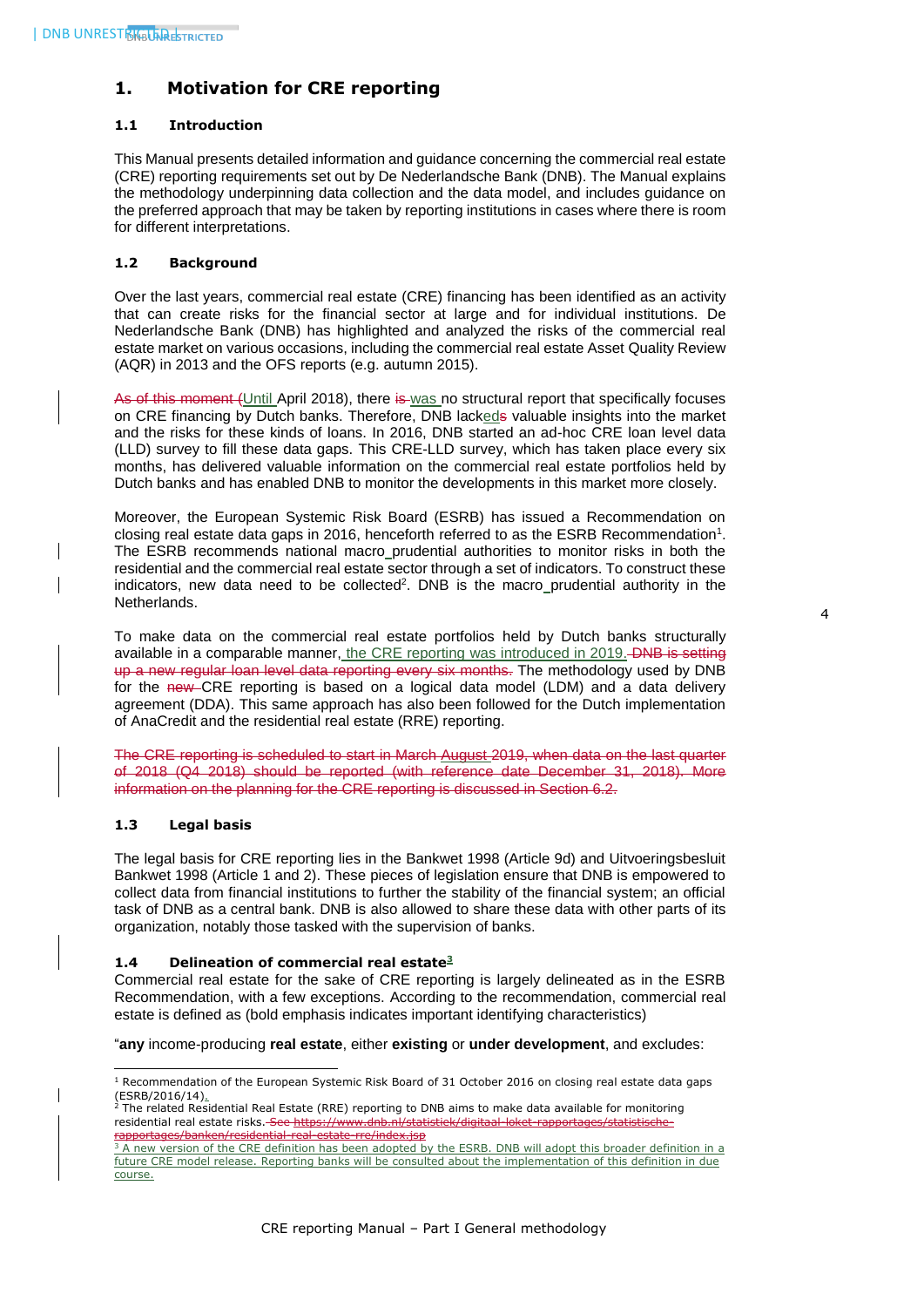# 1. Motivation for CRE reporting

## 1.1 Introduction

This Manual presents detailed information and guidance concerning the commercial real estate (CRE) reporting requirements set out by De Nederlandsche Bank (DNB). The Manual explains the methodology underpinning data collection and the data model, and includes guidance on the preferred approach that may be taken by reporting institutions in cases where there is room for different interpretations.

## 1.2 Background

Over the last years, commercial real estate (CRE) financing has been identified as an activity that can create risks for the financial sector at large and for individual institutions. De Nederlandsche Bank (DNB) has highlighted and analyzed the risks of the commercial real estate market on various occasions, including the commercial real estate Asset Quality Review (AQR) in 2013 and the OFS reports (e.g. autumn 2015).

~~As of this moment (~~Until April 2018), there ~~is~~ was no structural report that specifically focuses on CRE financing by Dutch banks. Therefore, DNB lacked~~s~~ valuable insights into the market and the risks for these kinds of loans. In 2016, DNB started an ad-hoc CRE loan level data (LLD) survey to fill these data gaps. This CRE-LLD survey, which has taken place every six months, has delivered valuable information on the commercial real estate portfolios held by Dutch banks and has enabled DNB to monitor the developments in this market more closely.

Moreover, the European Systemic Risk Board (ESRB) has issued a Recommendation on closing real estate data gaps in 2016, henceforth referred to as the ESRB Recommendation[1]. The ESRB recommends national macro_prudential authorities to monitor risks in both the residential and the commercial real estate sector through a set of indicators. To construct these indicators, new data need to be collected[2]. DNB is the macro_prudential authority in the Netherlands.

To make data on the commercial real estate portfolios held by Dutch banks structurally available in a comparable manner, the CRE reporting was introduced in 2019. ~~DNB is setting up a new regular loan level data reporting every six months.~~ The methodology used by DNB for the ~~new~~ CRE reporting is based on a logical data model (LDM) and a data delivery agreement (DDA). This same approach has also been followed for the Dutch implementation of AnaCredit and the residential real estate (RRE) reporting.

~~The CRE reporting is scheduled to start in March August 2019, when data on the last quarter of 2018 (Q4 2018) should be reported (with reference date December 31, 2018). More information on the planning for the CRE reporting is discussed in Section 6.2.~~

## 1.3 Legal basis

The legal basis for CRE reporting lies in the Bankwet 1998 (Article 9d) and Uitvoeringsbesluit Bankwet 1998 (Article 1 and 2). These pieces of legislation ensure that DNB is empowered to collect data from financial institutions to further the stability of the financial system; an official task of DNB as a central bank. DNB is also allowed to share these data with other parts of its organization, notably those tasked with the supervision of banks.

## 1.4 Delineation of commercial real estate[3]

Commercial real estate for the sake of CRE reporting is largely delineated as in the ESRB Recommendation, with a few exceptions. According to the recommendation, commercial real estate is defined as (bold emphasis indicates important identifying characteristics)

"**any** income-producing **real estate**, either **existing** or **under development**, and excludes:

---

[1] Recommendation of the European Systemic Risk Board of 31 October 2016 on closing real estate data gaps (ESRB/2016/14).

[2] The related Residential Real Estate (RRE) reporting to DNB aims to make data available for monitoring residential real estate risks. ~~See https://www.dnb.nl/statistiek/digitaal-loket-rapportages/statistische-rapportages/banken/residential-real-estate-rre/index.jsp~~

[3] A new version of the CRE definition has been adopted by the ESRB. DNB will adopt this broader definition in a future CRE model release. Reporting banks will be consulted about the implementation of this definition in due course.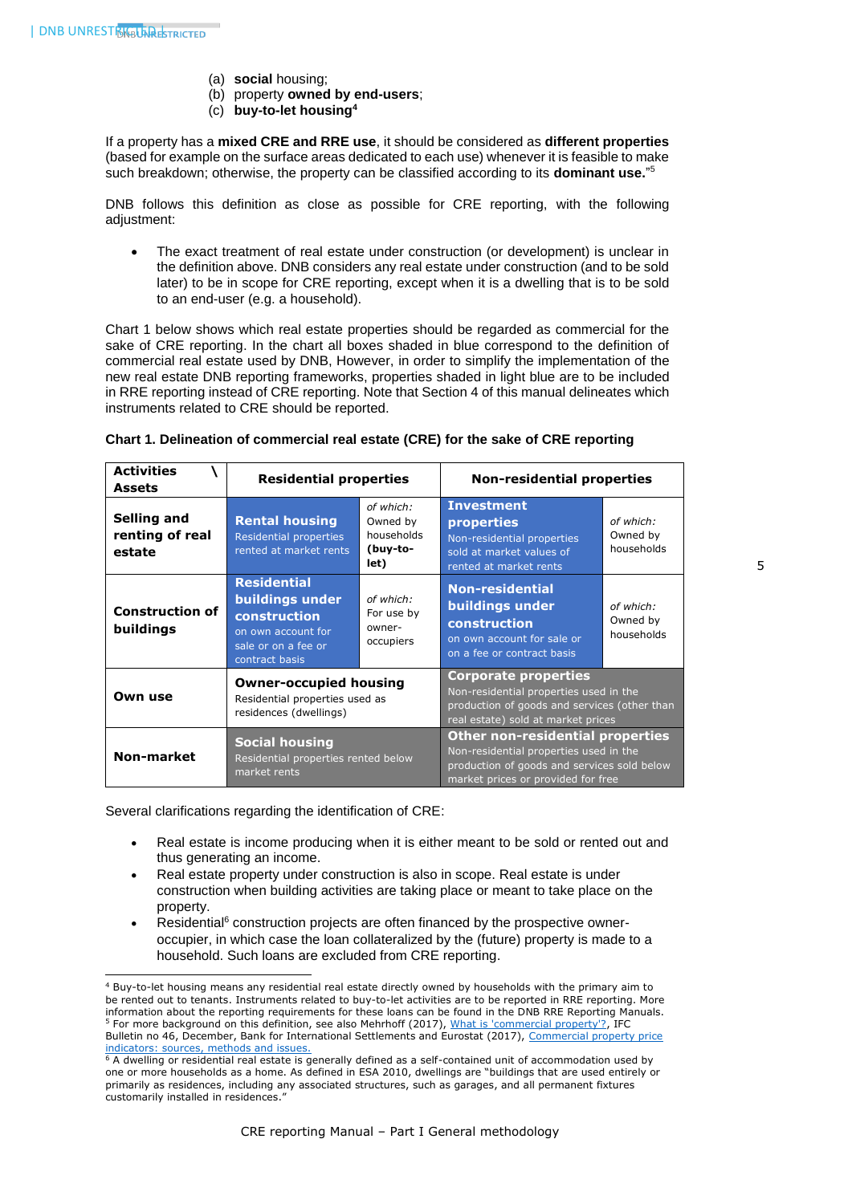(a) **social** housing;
(b) property **owned by end-users**;
(c) **buy-to-let housing**[4]

If a property has a **mixed CRE and RRE use**, it should be considered as **different properties** (based for example on the surface areas dedicated to each use) whenever it is feasible to make such breakdown; otherwise, the property can be classified according to its **dominant use.**"[5]

DNB follows this definition as close as possible for CRE reporting, with the following adjustment:

- The exact treatment of real estate under construction (or development) is unclear in the definition above. DNB considers any real estate under construction (and to be sold later) to be in scope for CRE reporting, except when it is a dwelling that is to be sold to an end-user (e.g. a household).

Chart 1 below shows which real estate properties should be regarded as commercial for the sake of CRE reporting. In the chart all boxes shaded in blue correspond to the definition of commercial real estate used by DNB, However, in order to simplify the implementation of the new real estate DNB reporting frameworks, properties shaded in light blue are to be included in RRE reporting instead of CRE reporting. Note that Section 4 of this manual delineates which instruments related to CRE should be reported.

**Chart 1. Delineation of commercial real estate (CRE) for the sake of CRE reporting**

| **Activities \ Assets** | **Residential properties** | | **Non-residential properties** | |
|---|---|---|---|---|
| **Selling and renting of real estate** | **Rental housing** Residential properties rented at market rents | *of which:* Owned by households **(buy-to-let)** | **Investment properties** Non-residential properties sold at market values of rented at market rents | *of which:* Owned by households |
| **Construction of buildings** | **Residential buildings under construction** on own account for sale or on a fee or contract basis | *of which:* For use by owner-occupiers | **Non-residential buildings under construction** on own account for sale or on a fee or contract basis | *of which:* Owned by households |
| **Own use** | **Owner-occupied housing** Residential properties used as residences (dwellings) | | **Corporate properties** Non-residential properties used in the production of goods and services (other than real estate) sold at market prices | |
| **Non-market** | **Social housing** Residential properties rented below market rents | | **Other non-residential properties** Non-residential properties used in the production of goods and services sold below market prices or provided for free | |

Several clarifications regarding the identification of CRE:

- Real estate is income producing when it is either meant to be sold or rented out and thus generating an income.
- Real estate property under construction is also in scope. Real estate is under construction when building activities are taking place or meant to take place on the property.
- Residential[6] construction projects are often financed by the prospective owner-occupier, in which case the loan collateralized by the (future) property is made to a household. Such loans are excluded from CRE reporting.

---

[4] Buy-to-let housing means any residential real estate directly owned by households with the primary aim to be rented out to tenants. Instruments related to buy-to-let activities are to be reported in RRE reporting. More information about the reporting requirements for these loans can be found in the DNB RRE Reporting Manuals.

[5] For more background on this definition, see also Mehrhoff (2017), What is 'commercial property'?, IFC Bulletin no 46, December, Bank for International Settlements and Eurostat (2017), Commercial property price indicators: sources, methods and issues.

[6] A dwelling or residential real estate is generally defined as a self-contained unit of accommodation used by one or more households as a home. As defined in ESA 2010, dwellings are "buildings that are used entirely or primarily as residences, including any associated structures, such as garages, and all permanent fixtures customarily installed in residences."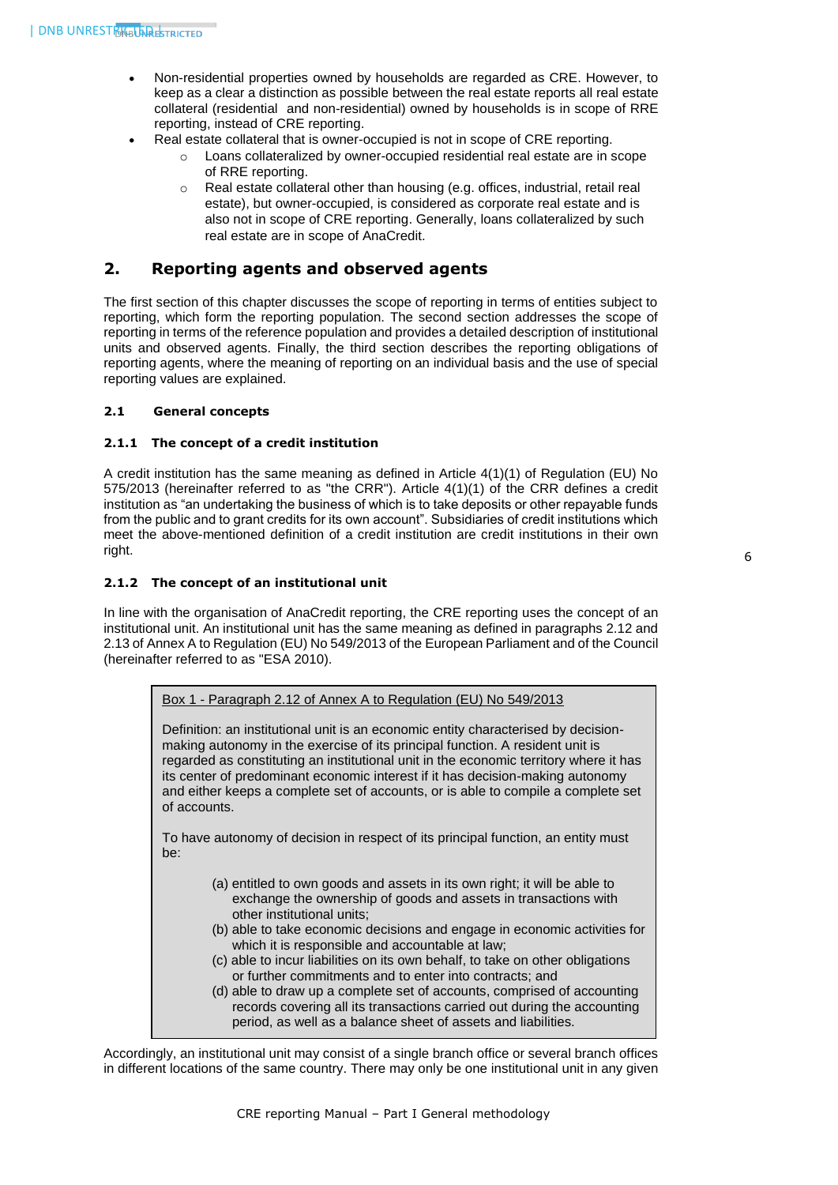- Non-residential properties owned by households are regarded as CRE. However, to keep as a clear a distinction as possible between the real estate reports all real estate collateral (residential and non-residential) owned by households is in scope of RRE reporting, instead of CRE reporting.
- Real estate collateral that is owner-occupied is not in scope of CRE reporting.
  - Loans collateralized by owner-occupied residential real estate are in scope of RRE reporting.
  - Real estate collateral other than housing (e.g. offices, industrial, retail real estate), but owner-occupied, is considered as corporate real estate and is also not in scope of CRE reporting. Generally, loans collateralized by such real estate are in scope of AnaCredit.

# 2. Reporting agents and observed agents

The first section of this chapter discusses the scope of reporting in terms of entities subject to reporting, which form the reporting population. The second section addresses the scope of reporting in terms of the reference population and provides a detailed description of institutional units and observed agents. Finally, the third section describes the reporting obligations of reporting agents, where the meaning of reporting on an individual basis and the use of special reporting values are explained.

## 2.1 General concepts

### 2.1.1 The concept of a credit institution

A credit institution has the same meaning as defined in Article 4(1)(1) of Regulation (EU) No 575/2013 (hereinafter referred to as "the CRR"). Article 4(1)(1) of the CRR defines a credit institution as "an undertaking the business of which is to take deposits or other repayable funds from the public and to grant credits for its own account". Subsidiaries of credit institutions which meet the above-mentioned definition of a credit institution are credit institutions in their own right.

### 2.1.2 The concept of an institutional unit

In line with the organisation of AnaCredit reporting, the CRE reporting uses the concept of an institutional unit. An institutional unit has the same meaning as defined in paragraphs 2.12 and 2.13 of Annex A to Regulation (EU) No 549/2013 of the European Parliament and of the Council (hereinafter referred to as "ESA 2010).

> Box 1 - Paragraph 2.12 of Annex A to Regulation (EU) No 549/2013
>
> Definition: an institutional unit is an economic entity characterised by decision-making autonomy in the exercise of its principal function. A resident unit is regarded as constituting an institutional unit in the economic territory where it has its center of predominant economic interest if it has decision-making autonomy and either keeps a complete set of accounts, or is able to compile a complete set of accounts.
>
> To have autonomy of decision in respect of its principal function, an entity must be:
>
> (a) entitled to own goods and assets in its own right; it will be able to exchange the ownership of goods and assets in transactions with other institutional units;
> (b) able to take economic decisions and engage in economic activities for which it is responsible and accountable at law;
> (c) able to incur liabilities on its own behalf, to take on other obligations or further commitments and to enter into contracts; and
> (d) able to draw up a complete set of accounts, comprised of accounting records covering all its transactions carried out during the accounting period, as well as a balance sheet of assets and liabilities.

Accordingly, an institutional unit may consist of a single branch office or several branch offices in different locations of the same country. There may only be one institutional unit in any given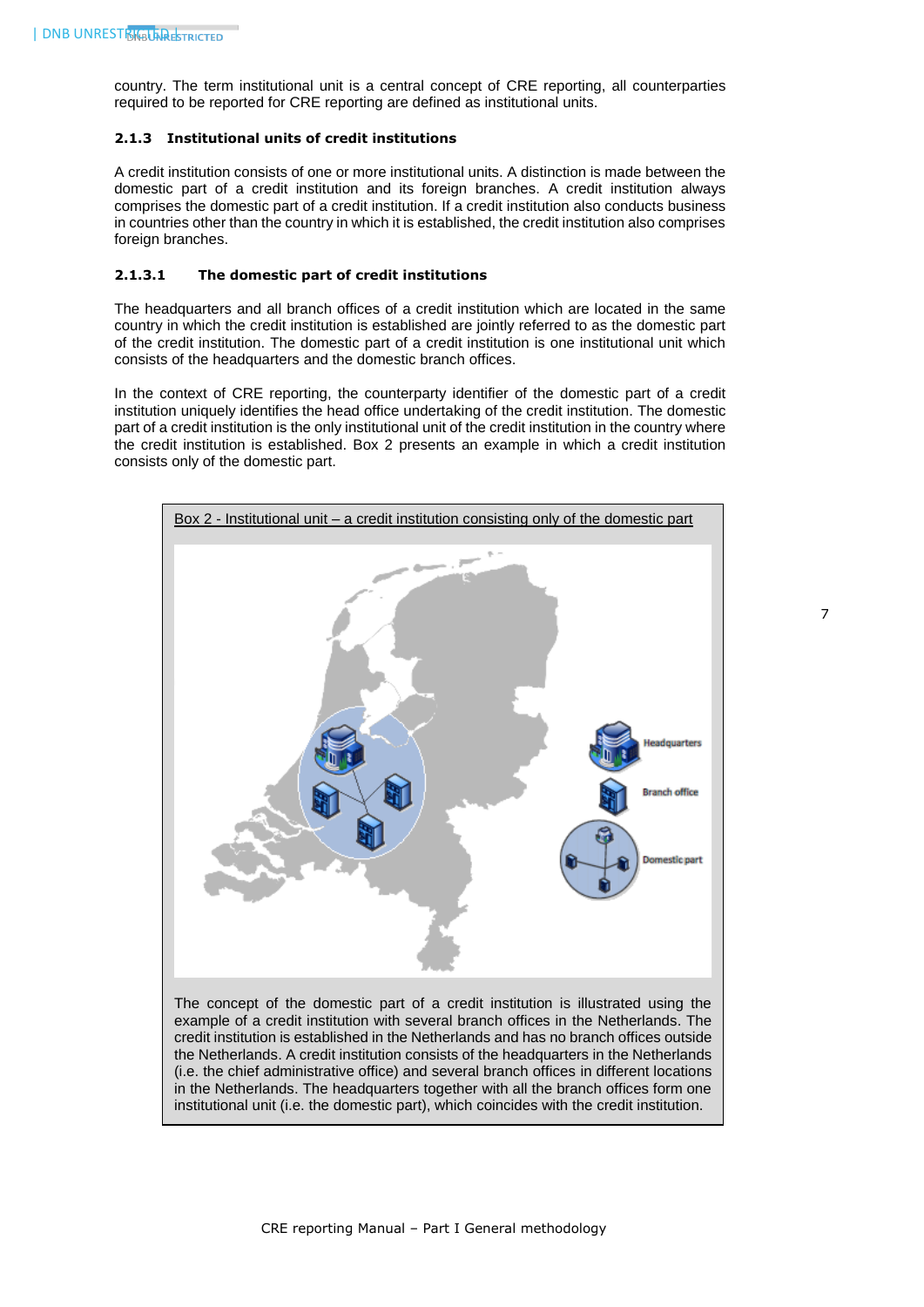country. The term institutional unit is a central concept of CRE reporting, all counterparties required to be reported for CRE reporting are defined as institutional units.

### 2.1.3 Institutional units of credit institutions

A credit institution consists of one or more institutional units. A distinction is made between the domestic part of a credit institution and its foreign branches. A credit institution always comprises the domestic part of a credit institution. If a credit institution also conducts business in countries other than the country in which it is established, the credit institution also comprises foreign branches.

#### 2.1.3.1 The domestic part of credit institutions

The headquarters and all branch offices of a credit institution which are located in the same country in which the credit institution is established are jointly referred to as the domestic part of the credit institution. The domestic part of a credit institution is one institutional unit which consists of the headquarters and the domestic branch offices.

In the context of CRE reporting, the counterparty identifier of the domestic part of a credit institution uniquely identifies the head office undertaking of the credit institution. The domestic part of a credit institution is the only institutional unit of the credit institution in the country where the credit institution is established. Box 2 presents an example in which a credit institution consists only of the domestic part.

Box 2 - Institutional unit – a credit institution consisting only of the domestic part

Headquarters

Branch office

Domestic part

The concept of the domestic part of a credit institution is illustrated using the example of a credit institution with several branch offices in the Netherlands. The credit institution is established in the Netherlands and has no branch offices outside the Netherlands. A credit institution consists of the headquarters in the Netherlands (i.e. the chief administrative office) and several branch offices in different locations in the Netherlands. The headquarters together with all the branch offices form one institutional unit (i.e. the domestic part), which coincides with the credit institution.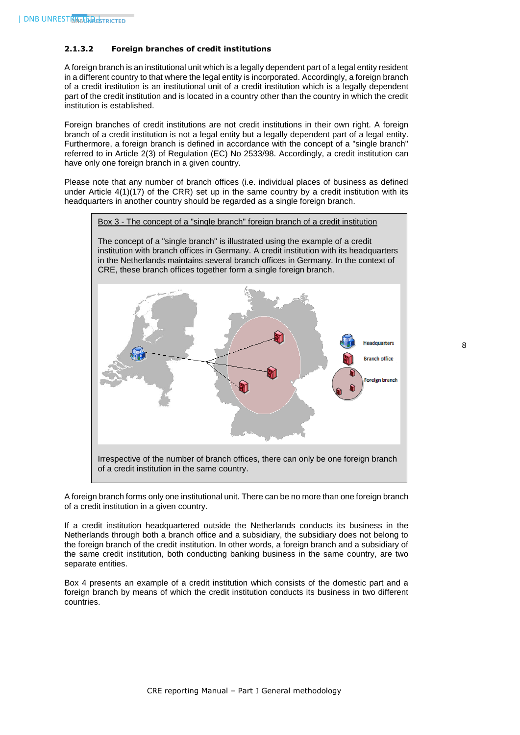#### 2.1.3.2 Foreign branches of credit institutions

A foreign branch is an institutional unit which is a legally dependent part of a legal entity resident in a different country to that where the legal entity is incorporated. Accordingly, a foreign branch of a credit institution is an institutional unit of a credit institution which is a legally dependent part of the credit institution and is located in a country other than the country in which the credit institution is established.

Foreign branches of credit institutions are not credit institutions in their own right. A foreign branch of a credit institution is not a legal entity but a legally dependent part of a legal entity. Furthermore, a foreign branch is defined in accordance with the concept of a "single branch" referred to in Article 2(3) of Regulation (EC) No 2533/98. Accordingly, a credit institution can have only one foreign branch in a given country.

Please note that any number of branch offices (i.e. individual places of business as defined under Article 4(1)(17) of the CRR) set up in the same country by a credit institution with its headquarters in another country should be regarded as a single foreign branch.

> Box 3 - The concept of a "single branch" foreign branch of a credit institution
>
> The concept of a "single branch" is illustrated using the example of a credit institution with branch offices in Germany. A credit institution with its headquarters in the Netherlands maintains several branch offices in Germany. In the context of CRE, these branch offices together form a single foreign branch.
>
> Headquarters
>
> Branch office
>
> Foreign branch
>
> Irrespective of the number of branch offices, there can only be one foreign branch of a credit institution in the same country.

A foreign branch forms only one institutional unit. There can be no more than one foreign branch of a credit institution in a given country.

If a credit institution headquartered outside the Netherlands conducts its business in the Netherlands through both a branch office and a subsidiary, the subsidiary does not belong to the foreign branch of the credit institution. In other words, a foreign branch and a subsidiary of the same credit institution, both conducting banking business in the same country, are two separate entities.

Box 4 presents an example of a credit institution which consists of the domestic part and a foreign branch by means of which the credit institution conducts its business in two different countries.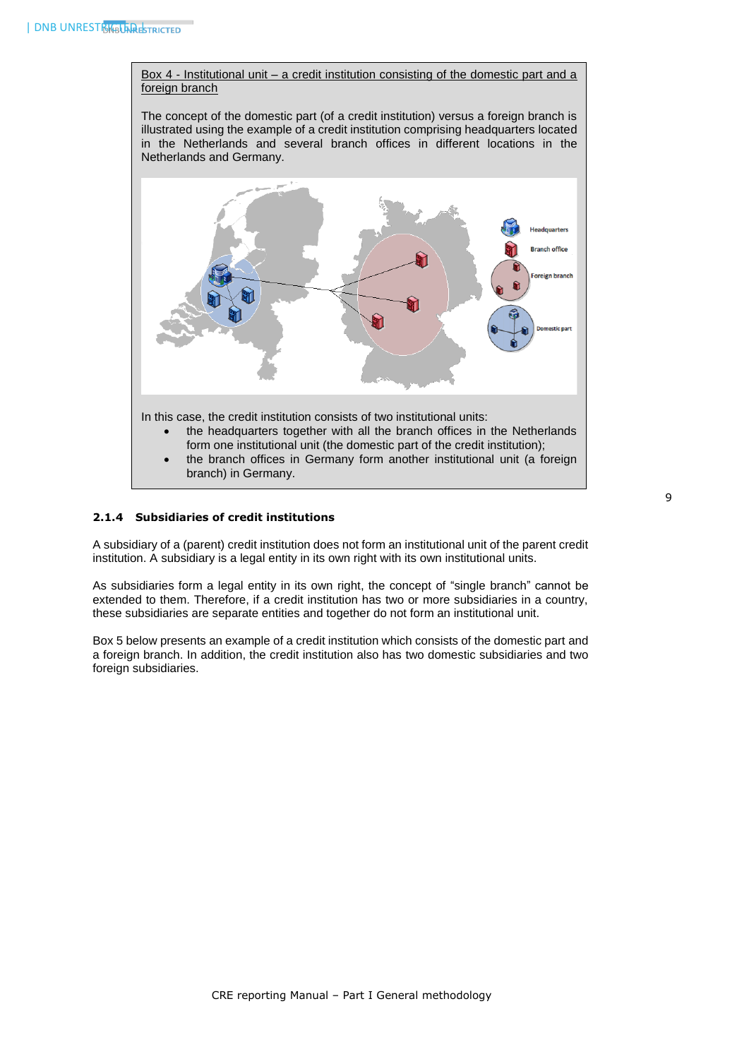Box 4 - Institutional unit – a credit institution consisting of the domestic part and a foreign branch

The concept of the domestic part (of a credit institution) versus a foreign branch is illustrated using the example of a credit institution comprising headquarters located in the Netherlands and several branch offices in different locations in the Netherlands and Germany.

In this case, the credit institution consists of two institutional units:

- the headquarters together with all the branch offices in the Netherlands form one institutional unit (the domestic part of the credit institution);
- the branch offices in Germany form another institutional unit (a foreign branch) in Germany.

### 2.1.4 Subsidiaries of credit institutions

A subsidiary of a (parent) credit institution does not form an institutional unit of the parent credit institution. A subsidiary is a legal entity in its own right with its own institutional units.

As subsidiaries form a legal entity in its own right, the concept of "single branch" cannot be extended to them. Therefore, if a credit institution has two or more subsidiaries in a country, these subsidiaries are separate entities and together do not form an institutional unit.

Box 5 below presents an example of a credit institution which consists of the domestic part and a foreign branch. In addition, the credit institution also has two domestic subsidiaries and two foreign subsidiaries.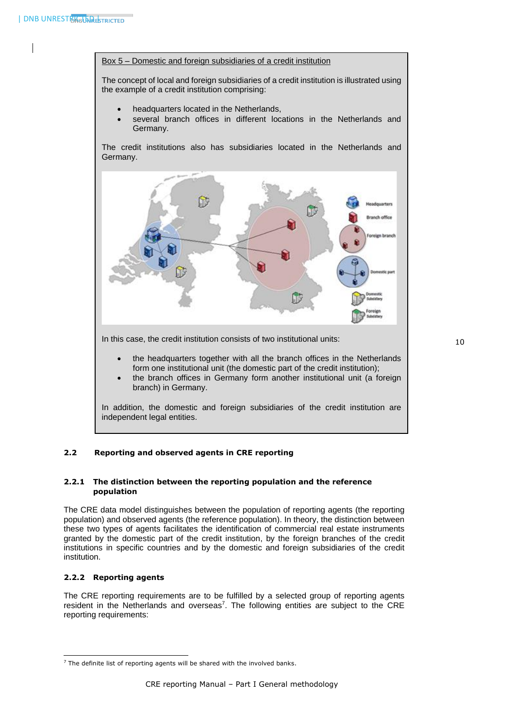**Box 5 – Domestic and foreign subsidiaries of a credit institution**

The concept of local and foreign subsidiaries of a credit institution is illustrated using the example of a credit institution comprising:

- headquarters located in the Netherlands,
- several branch offices in different locations in the Netherlands and Germany.

The credit institutions also has subsidiaries located in the Netherlands and Germany.

In this case, the credit institution consists of two institutional units:

- the headquarters together with all the branch offices in the Netherlands form one institutional unit (the domestic part of the credit institution);
- the branch offices in Germany form another institutional unit (a foreign branch) in Germany.

In addition, the domestic and foreign subsidiaries of the credit institution are independent legal entities.

## 2.2 Reporting and observed agents in CRE reporting

### 2.2.1 The distinction between the reporting population and the reference population

The CRE data model distinguishes between the population of reporting agents (the reporting population) and observed agents (the reference population). In theory, the distinction between these two types of agents facilitates the identification of commercial real estate instruments granted by the domestic part of the credit institution, by the foreign branches of the credit institutions in specific countries and by the domestic and foreign subsidiaries of the credit institution.

### 2.2.2 Reporting agents

The CRE reporting requirements are to be fulfilled by a selected group of reporting agents resident in the Netherlands and overseas[7]. The following entities are subject to the CRE reporting requirements:

[7] The definite list of reporting agents will be shared with the involved banks.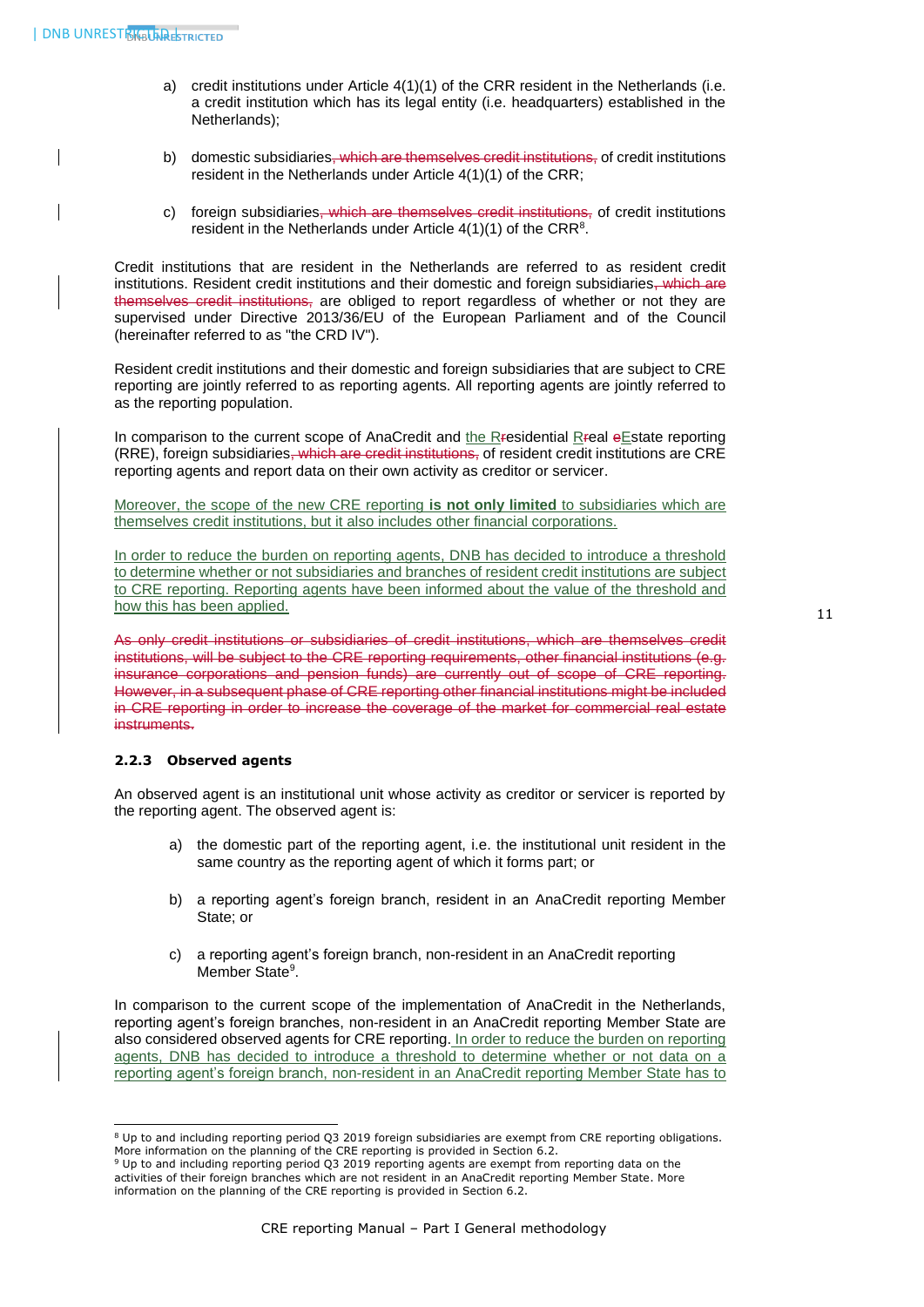a) credit institutions under Article 4(1)(1) of the CRR resident in the Netherlands (i.e. a credit institution which has its legal entity (i.e. headquarters) established in the Netherlands);

b) domestic subsidiaries~~, which are themselves credit institutions,~~ of credit institutions resident in the Netherlands under Article 4(1)(1) of the CRR;

c) foreign subsidiaries~~, which are themselves credit institutions,~~ of credit institutions resident in the Netherlands under Article 4(1)(1) of the CRR[8].

Credit institutions that are resident in the Netherlands are referred to as resident credit institutions. Resident credit institutions and their domestic and foreign subsidiaries~~, which are themselves credit institutions,~~ are obliged to report regardless of whether or not they are supervised under Directive 2013/36/EU of the European Parliament and of the Council (hereinafter referred to as "the CRD IV").

Resident credit institutions and their domestic and foreign subsidiaries that are subject to CRE reporting are jointly referred to as reporting agents. All reporting agents are jointly referred to as the reporting population.

In comparison to the current scope of AnaCredit and the Residential Real Estate reporting (RRE), foreign subsidiaries~~, which are credit institutions,~~ of resident credit institutions are CRE reporting agents and report data on their own activity as creditor or servicer.

Moreover, the scope of the new CRE reporting **is not only limited** to subsidiaries which are themselves credit institutions, but it also includes other financial corporations.

In order to reduce the burden on reporting agents, DNB has decided to introduce a threshold to determine whether or not subsidiaries and branches of resident credit institutions are subject to CRE reporting. Reporting agents have been informed about the value of the threshold and how this has been applied.

~~As only credit institutions or subsidiaries of credit institutions, which are themselves credit institutions, will be subject to the CRE reporting requirements, other financial institutions (e.g. insurance corporations and pension funds) are currently out of scope of CRE reporting. However, in a subsequent phase of CRE reporting other financial institutions might be included in CRE reporting in order to increase the coverage of the market for commercial real estate instruments.~~

### 2.2.3 Observed agents

An observed agent is an institutional unit whose activity as creditor or servicer is reported by the reporting agent. The observed agent is:

a) the domestic part of the reporting agent, i.e. the institutional unit resident in the same country as the reporting agent of which it forms part; or

b) a reporting agent's foreign branch, resident in an AnaCredit reporting Member State; or

c) a reporting agent's foreign branch, non-resident in an AnaCredit reporting Member State[9].

In comparison to the current scope of the implementation of AnaCredit in the Netherlands, reporting agent's foreign branches, non-resident in an AnaCredit reporting Member State are also considered observed agents for CRE reporting. In order to reduce the burden on reporting agents, DNB has decided to introduce a threshold to determine whether or not data on a reporting agent's foreign branch, non-resident in an AnaCredit reporting Member State has to

[8] Up to and including reporting period Q3 2019 foreign subsidiaries are exempt from CRE reporting obligations. More information on the planning of the CRE reporting is provided in Section 6.2.

[9] Up to and including reporting period Q3 2019 reporting agents are exempt from reporting data on the activities of their foreign branches which are not resident in an AnaCredit reporting Member State. More information on the planning of the CRE reporting is provided in Section 6.2.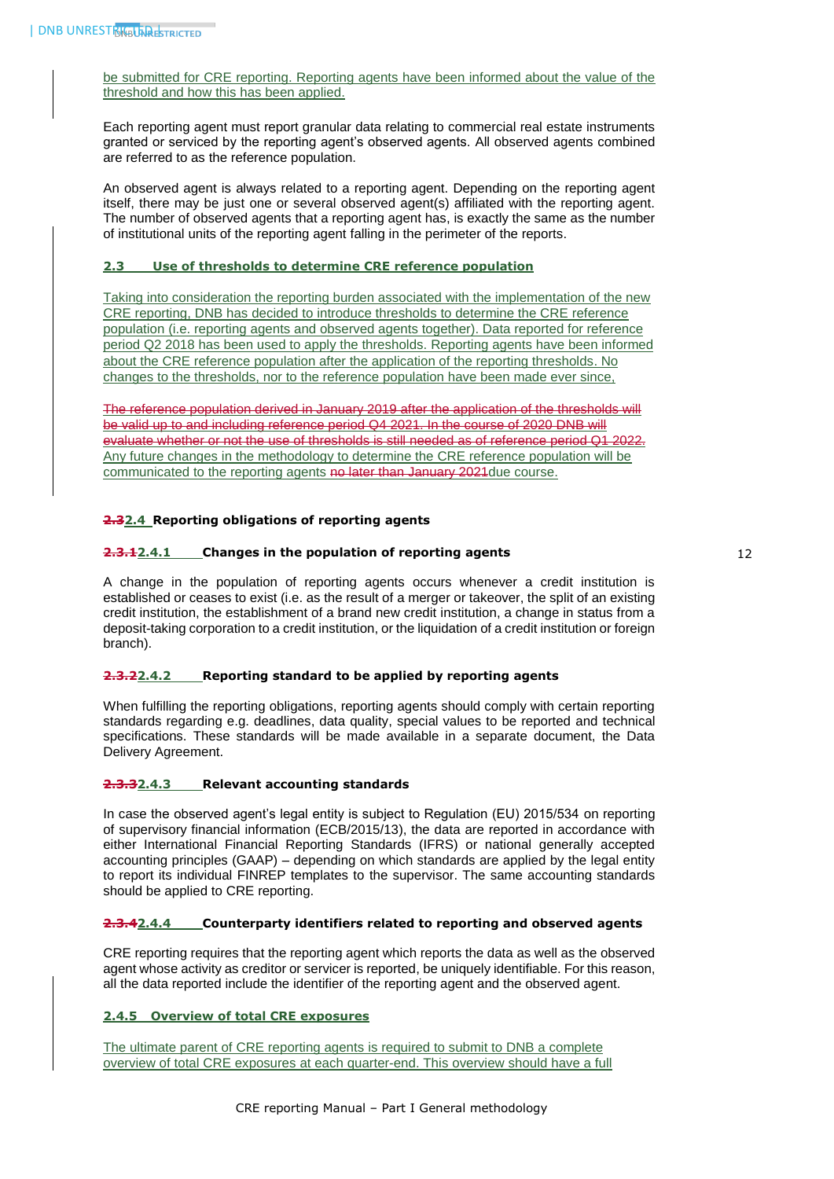be submitted for CRE reporting. Reporting agents have been informed about the value of the threshold and how this has been applied.

Each reporting agent must report granular data relating to commercial real estate instruments granted or serviced by the reporting agent's observed agents. All observed agents combined are referred to as the reference population.

An observed agent is always related to a reporting agent. Depending on the reporting agent itself, there may be just one or several observed agent(s) affiliated with the reporting agent. The number of observed agents that a reporting agent has, is exactly the same as the number of institutional units of the reporting agent falling in the perimeter of the reports.

### 2.3 Use of thresholds to determine CRE reference population

Taking into consideration the reporting burden associated with the implementation of the new CRE reporting, DNB has decided to introduce thresholds to determine the CRE reference population (i.e. reporting agents and observed agents together). Data reported for reference period Q2 2018 has been used to apply the thresholds. Reporting agents have been informed about the CRE reference population after the application of the reporting thresholds. No changes to the thresholds, nor to the reference population have been made ever since,

~~The reference population derived in January 2019 after the application of the thresholds will be valid up to and including reference period Q4 2021. In the course of 2020 DNB will evaluate whether or not the use of thresholds is still needed as of reference period Q1 2022.~~ Any future changes in the methodology to determine the CRE reference population will be communicated to the reporting agents ~~no later than January 2021~~due course.

### ~~2.3~~2.4 Reporting obligations of reporting agents

#### ~~2.3.1~~2.4.1 Changes in the population of reporting agents

A change in the population of reporting agents occurs whenever a credit institution is established or ceases to exist (i.e. as the result of a merger or takeover, the split of an existing credit institution, the establishment of a brand new credit institution, a change in status from a deposit-taking corporation to a credit institution, or the liquidation of a credit institution or foreign branch).

#### ~~2.3.2~~2.4.2 Reporting standard to be applied by reporting agents

When fulfilling the reporting obligations, reporting agents should comply with certain reporting standards regarding e.g. deadlines, data quality, special values to be reported and technical specifications. These standards will be made available in a separate document, the Data Delivery Agreement.

#### ~~2.3.3~~2.4.3 Relevant accounting standards

In case the observed agent's legal entity is subject to Regulation (EU) 2015/534 on reporting of supervisory financial information (ECB/2015/13), the data are reported in accordance with either International Financial Reporting Standards (IFRS) or national generally accepted accounting principles (GAAP) – depending on which standards are applied by the legal entity to report its individual FINREP templates to the supervisor. The same accounting standards should be applied to CRE reporting.

#### ~~2.3.4~~2.4.4 Counterparty identifiers related to reporting and observed agents

CRE reporting requires that the reporting agent which reports the data as well as the observed agent whose activity as creditor or servicer is reported, be uniquely identifiable. For this reason, all the data reported include the identifier of the reporting agent and the observed agent.

#### 2.4.5 Overview of total CRE exposures

The ultimate parent of CRE reporting agents is required to submit to DNB a complete overview of total CRE exposures at each quarter-end. This overview should have a full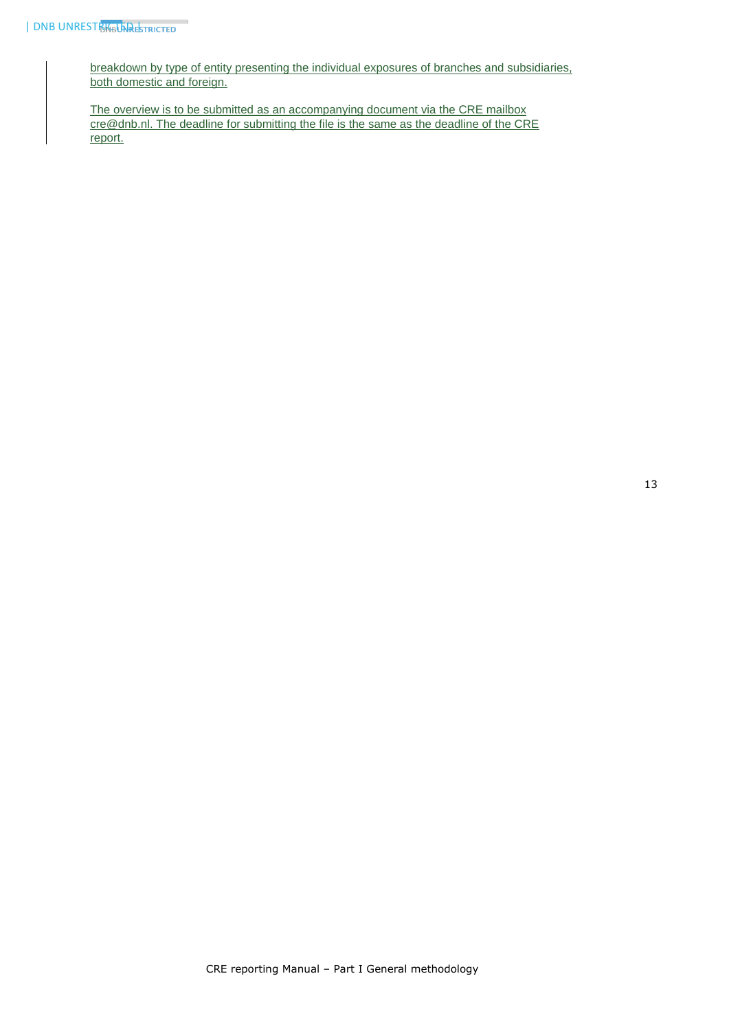breakdown by type of entity presenting the individual exposures of branches and subsidiaries, both domestic and foreign.

The overview is to be submitted as an accompanying document via the CRE mailbox cre@dnb.nl. The deadline for submitting the file is the same as the deadline of the CRE report.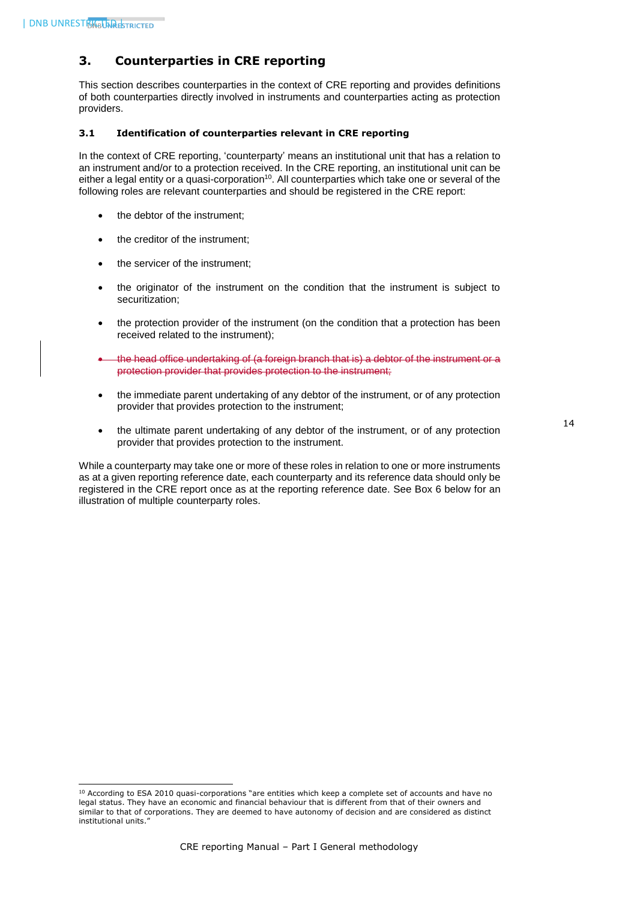## 3. Counterparties in CRE reporting

This section describes counterparties in the context of CRE reporting and provides definitions of both counterparties directly involved in instruments and counterparties acting as protection providers.

### 3.1 Identification of counterparties relevant in CRE reporting

In the context of CRE reporting, 'counterparty' means an institutional unit that has a relation to an instrument and/or to a protection received. In the CRE reporting, an institutional unit can be either a legal entity or a quasi-corporation[10]. All counterparties which take one or several of the following roles are relevant counterparties and should be registered in the CRE report:

- the debtor of the instrument;
- the creditor of the instrument;
- the servicer of the instrument;
- the originator of the instrument on the condition that the instrument is subject to securitization;
- the protection provider of the instrument (on the condition that a protection has been received related to the instrument);
- ~~the head office undertaking of (a foreign branch that is) a debtor of the instrument or a protection provider that provides protection to the instrument;~~
- the immediate parent undertaking of any debtor of the instrument, or of any protection provider that provides protection to the instrument;
- the ultimate parent undertaking of any debtor of the instrument, or of any protection provider that provides protection to the instrument.

While a counterparty may take one or more of these roles in relation to one or more instruments as at a given reporting reference date, each counterparty and its reference data should only be registered in the CRE report once as at the reporting reference date. See Box 6 below for an illustration of multiple counterparty roles.

[10] According to ESA 2010 quasi-corporations "are entities which keep a complete set of accounts and have no legal status. They have an economic and financial behaviour that is different from that of their owners and similar to that of corporations. They are deemed to have autonomy of decision and are considered as distinct institutional units."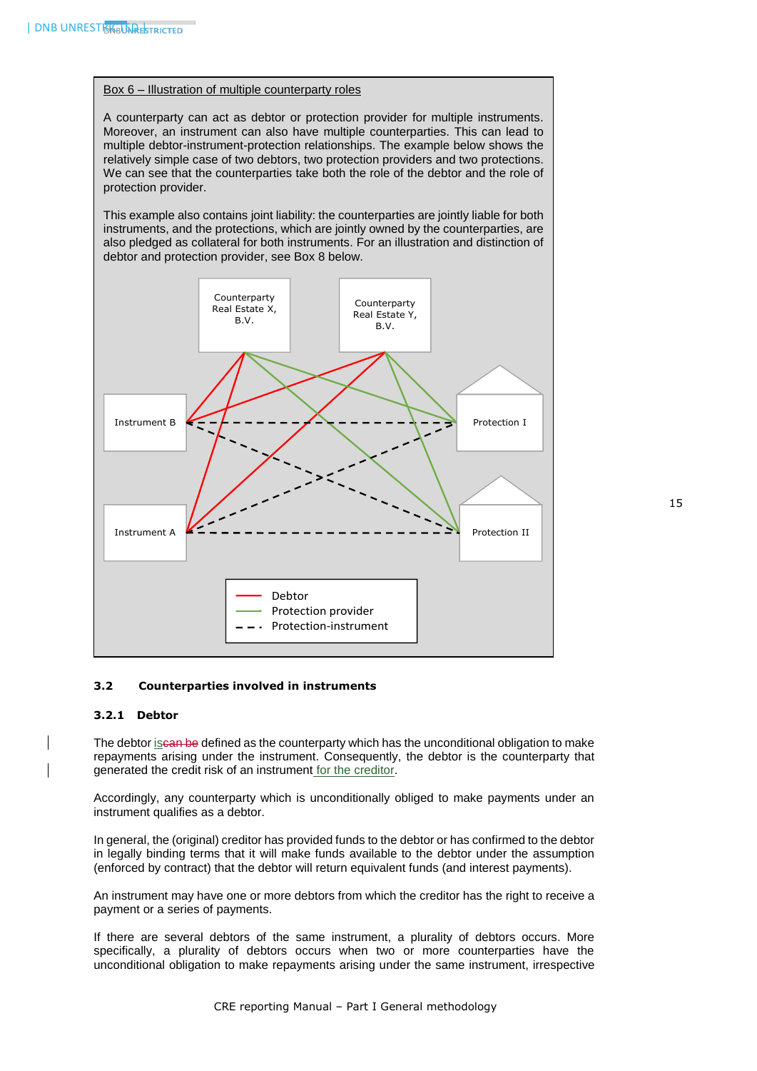Box 6 – Illustration of multiple counterparty roles

A counterparty can act as debtor or protection provider for multiple instruments. Moreover, an instrument can also have multiple counterparties. This can lead to multiple debtor-instrument-protection relationships. The example below shows the relatively simple case of two debtors, two protection providers and two protections. We can see that the counterparties take both the role of the debtor and the role of protection provider.

This example also contains joint liability: the counterparties are jointly liable for both instruments, and the protections, which are jointly owned by the counterparties, are also pledged as collateral for both instruments. For an illustration and distinction of debtor and protection provider, see Box 8 below.

Counterparty Real Estate X, B.V.

Counterparty Real Estate Y, B.V.

Instrument B

Instrument A

Protection I

Protection II

Debtor
Protection provider
Protection-instrument

### 3.2 Counterparties involved in instruments

#### 3.2.1 Debtor

The debtor is defined as the counterparty which has the unconditional obligation to make repayments arising under the instrument. Consequently, the debtor is the counterparty that generated the credit risk of an instrument for the creditor.

Accordingly, any counterparty which is unconditionally obliged to make payments under an instrument qualifies as a debtor.

In general, the (original) creditor has provided funds to the debtor or has confirmed to the debtor in legally binding terms that it will make funds available to the debtor under the assumption (enforced by contract) that the debtor will return equivalent funds (and interest payments).

An instrument may have one or more debtors from which the creditor has the right to receive a payment or a series of payments.

If there are several debtors of the same instrument, a plurality of debtors occurs. More specifically, a plurality of debtors occurs when two or more counterparties have the unconditional obligation to make repayments arising under the same instrument, irrespective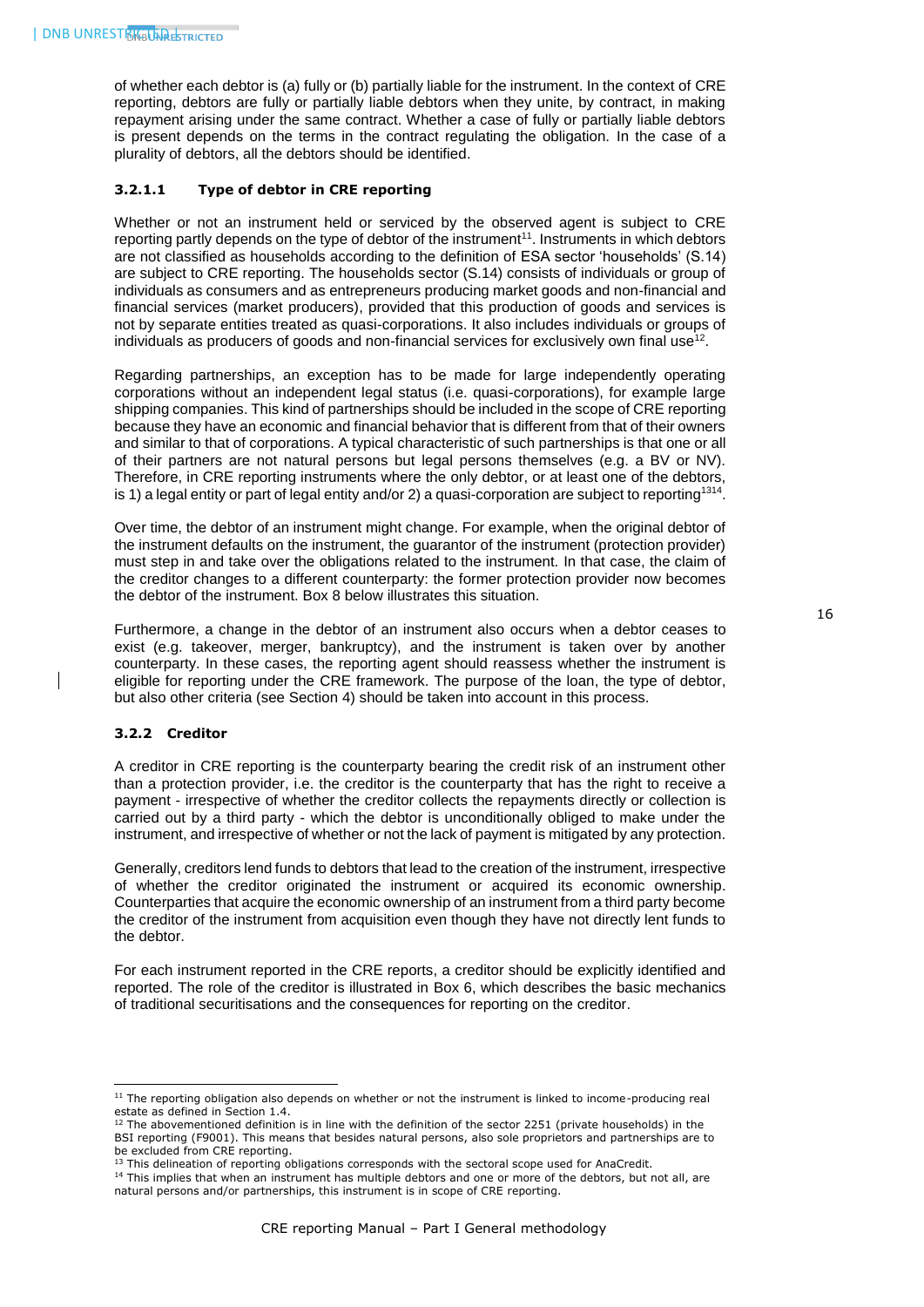of whether each debtor is (a) fully or (b) partially liable for the instrument. In the context of CRE reporting, debtors are fully or partially liable debtors when they unite, by contract, in making repayment arising under the same contract. Whether a case of fully or partially liable debtors is present depends on the terms in the contract regulating the obligation. In the case of a plurality of debtors, all the debtors should be identified.

#### 3.2.1.1 Type of debtor in CRE reporting

Whether or not an instrument held or serviced by the observed agent is subject to CRE reporting partly depends on the type of debtor of the instrument[11]. Instruments in which debtors are not classified as households according to the definition of ESA sector 'households' (S.14) are subject to CRE reporting. The households sector (S.14) consists of individuals or group of individuals as consumers and as entrepreneurs producing market goods and non-financial and financial services (market producers), provided that this production of goods and services is not by separate entities treated as quasi-corporations. It also includes individuals or groups of individuals as producers of goods and non-financial services for exclusively own final use[12].

Regarding partnerships, an exception has to be made for large independently operating corporations without an independent legal status (i.e. quasi-corporations), for example large shipping companies. This kind of partnerships should be included in the scope of CRE reporting because they have an economic and financial behavior that is different from that of their owners and similar to that of corporations. A typical characteristic of such partnerships is that one or all of their partners are not natural persons but legal persons themselves (e.g. a BV or NV). Therefore, in CRE reporting instruments where the only debtor, or at least one of the debtors, is 1) a legal entity or part of legal entity and/or 2) a quasi-corporation are subject to reporting[13][14].

Over time, the debtor of an instrument might change. For example, when the original debtor of the instrument defaults on the instrument, the guarantor of the instrument (protection provider) must step in and take over the obligations related to the instrument. In that case, the claim of the creditor changes to a different counterparty: the former protection provider now becomes the debtor of the instrument. Box 8 below illustrates this situation.

Furthermore, a change in the debtor of an instrument also occurs when a debtor ceases to exist (e.g. takeover, merger, bankruptcy), and the instrument is taken over by another counterparty. In these cases, the reporting agent should reassess whether the instrument is eligible for reporting under the CRE framework. The purpose of the loan, the type of debtor, but also other criteria (see Section 4) should be taken into account in this process.

### 3.2.2 Creditor

A creditor in CRE reporting is the counterparty bearing the credit risk of an instrument other than a protection provider, i.e. the creditor is the counterparty that has the right to receive a payment - irrespective of whether the creditor collects the repayments directly or collection is carried out by a third party - which the debtor is unconditionally obliged to make under the instrument, and irrespective of whether or not the lack of payment is mitigated by any protection.

Generally, creditors lend funds to debtors that lead to the creation of the instrument, irrespective of whether the creditor originated the instrument or acquired its economic ownership. Counterparties that acquire the economic ownership of an instrument from a third party become the creditor of the instrument from acquisition even though they have not directly lent funds to the debtor.

For each instrument reported in the CRE reports, a creditor should be explicitly identified and reported. The role of the creditor is illustrated in Box 6, which describes the basic mechanics of traditional securitisations and the consequences for reporting on the creditor.

---

[11] The reporting obligation also depends on whether or not the instrument is linked to income-producing real estate as defined in Section 1.4.

[12] The abovementioned definition is in line with the definition of the sector 2251 (private households) in the BSI reporting (F9001). This means that besides natural persons, also sole proprietors and partnerships are to be excluded from CRE reporting.

[13] This delineation of reporting obligations corresponds with the sectoral scope used for AnaCredit.

[14] This implies that when an instrument has multiple debtors and one or more of the debtors, but not all, are natural persons and/or partnerships, this instrument is in scope of CRE reporting.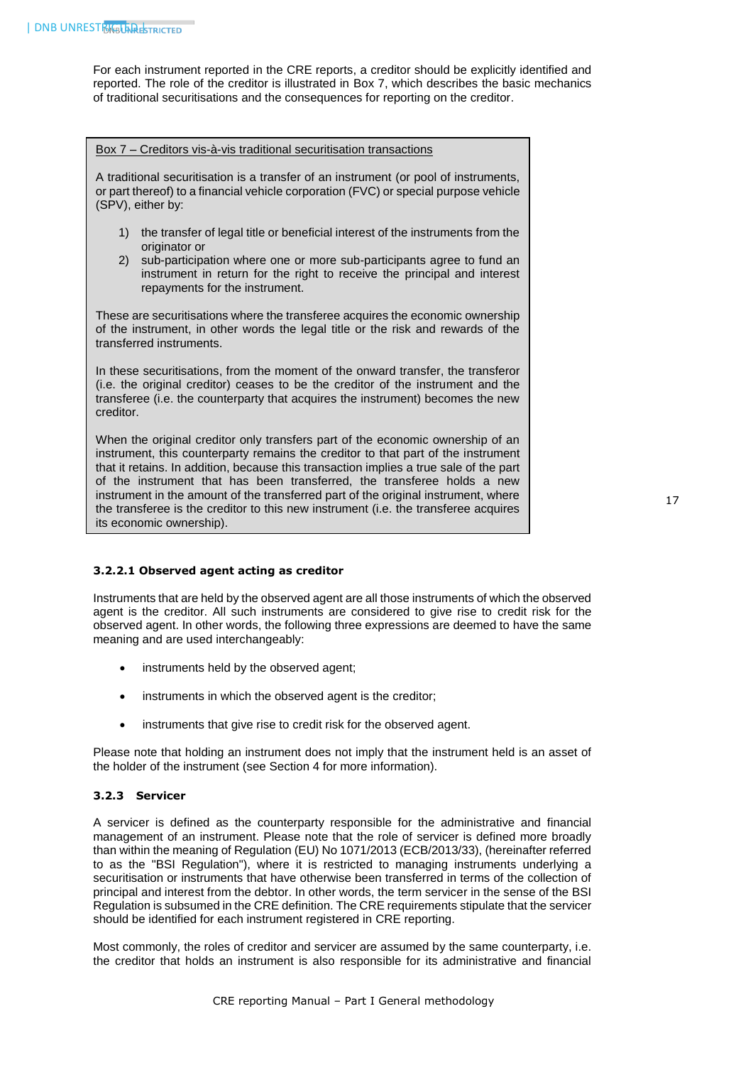For each instrument reported in the CRE reports, a creditor should be explicitly identified and reported. The role of the creditor is illustrated in Box 7, which describes the basic mechanics of traditional securitisations and the consequences for reporting on the creditor.

> Box 7 – Creditors vis-à-vis traditional securitisation transactions
>
> A traditional securitisation is a transfer of an instrument (or pool of instruments, or part thereof) to a financial vehicle corporation (FVC) or special purpose vehicle (SPV), either by:
>
> 1) the transfer of legal title or beneficial interest of the instruments from the originator or
> 2) sub-participation where one or more sub-participants agree to fund an instrument in return for the right to receive the principal and interest repayments for the instrument.
>
> These are securitisations where the transferee acquires the economic ownership of the instrument, in other words the legal title or the risk and rewards of the transferred instruments.
>
> In these securitisations, from the moment of the onward transfer, the transferor (i.e. the original creditor) ceases to be the creditor of the instrument and the transferee (i.e. the counterparty that acquires the instrument) becomes the new creditor.
>
> When the original creditor only transfers part of the economic ownership of an instrument, this counterparty remains the creditor to that part of the instrument that it retains. In addition, because this transaction implies a true sale of the part of the instrument that has been transferred, the transferee holds a new instrument in the amount of the transferred part of the original instrument, where the transferee is the creditor to this new instrument (i.e. the transferee acquires its economic ownership).

#### 3.2.2.1 Observed agent acting as creditor

Instruments that are held by the observed agent are all those instruments of which the observed agent is the creditor. All such instruments are considered to give rise to credit risk for the observed agent. In other words, the following three expressions are deemed to have the same meaning and are used interchangeably:

- instruments held by the observed agent;
- instruments in which the observed agent is the creditor;
- instruments that give rise to credit risk for the observed agent.

Please note that holding an instrument does not imply that the instrument held is an asset of the holder of the instrument (see Section 4 for more information).

### 3.2.3 Servicer

A servicer is defined as the counterparty responsible for the administrative and financial management of an instrument. Please note that the role of servicer is defined more broadly than within the meaning of Regulation (EU) No 1071/2013 (ECB/2013/33), (hereinafter referred to as the "BSI Regulation"), where it is restricted to managing instruments underlying a securitisation or instruments that have otherwise been transferred in terms of the collection of principal and interest from the debtor. In other words, the term servicer in the sense of the BSI Regulation is subsumed in the CRE definition. The CRE requirements stipulate that the servicer should be identified for each instrument registered in CRE reporting.

Most commonly, the roles of creditor and servicer are assumed by the same counterparty, i.e. the creditor that holds an instrument is also responsible for its administrative and financial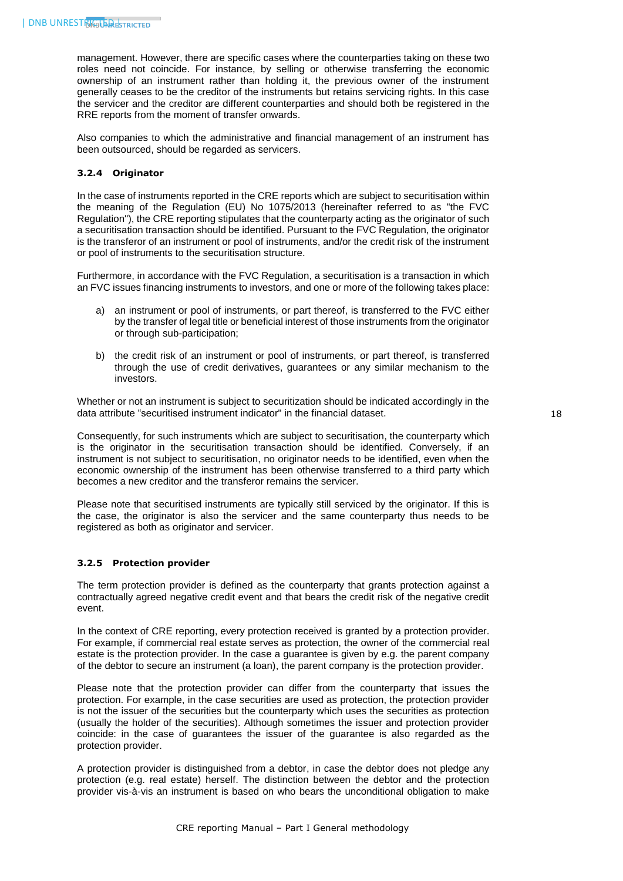management. However, there are specific cases where the counterparties taking on these two roles need not coincide. For instance, by selling or otherwise transferring the economic ownership of an instrument rather than holding it, the previous owner of the instrument generally ceases to be the creditor of the instruments but retains servicing rights. In this case the servicer and the creditor are different counterparties and should both be registered in the RRE reports from the moment of transfer onwards.

Also companies to which the administrative and financial management of an instrument has been outsourced, should be regarded as servicers.

### 3.2.4 Originator

In the case of instruments reported in the CRE reports which are subject to securitisation within the meaning of the Regulation (EU) No 1075/2013 (hereinafter referred to as "the FVC Regulation"), the CRE reporting stipulates that the counterparty acting as the originator of such a securitisation transaction should be identified. Pursuant to the FVC Regulation, the originator is the transferor of an instrument or pool of instruments, and/or the credit risk of the instrument or pool of instruments to the securitisation structure.

Furthermore, in accordance with the FVC Regulation, a securitisation is a transaction in which an FVC issues financing instruments to investors, and one or more of the following takes place:

a) an instrument or pool of instruments, or part thereof, is transferred to the FVC either by the transfer of legal title or beneficial interest of those instruments from the originator or through sub-participation;

b) the credit risk of an instrument or pool of instruments, or part thereof, is transferred through the use of credit derivatives, guarantees or any similar mechanism to the investors.

Whether or not an instrument is subject to securitization should be indicated accordingly in the data attribute “securitised instrument indicator" in the financial dataset.

Consequently, for such instruments which are subject to securitisation, the counterparty which is the originator in the securitisation transaction should be identified. Conversely, if an instrument is not subject to securitisation, no originator needs to be identified, even when the economic ownership of the instrument has been otherwise transferred to a third party which becomes a new creditor and the transferor remains the servicer.

Please note that securitised instruments are typically still serviced by the originator. If this is the case, the originator is also the servicer and the same counterparty thus needs to be registered as both as originator and servicer.

### 3.2.5 Protection provider

The term protection provider is defined as the counterparty that grants protection against a contractually agreed negative credit event and that bears the credit risk of the negative credit event.

In the context of CRE reporting, every protection received is granted by a protection provider. For example, if commercial real estate serves as protection, the owner of the commercial real estate is the protection provider. In the case a guarantee is given by e.g. the parent company of the debtor to secure an instrument (a loan), the parent company is the protection provider.

Please note that the protection provider can differ from the counterparty that issues the protection. For example, in the case securities are used as protection, the protection provider is not the issuer of the securities but the counterparty which uses the securities as protection (usually the holder of the securities). Although sometimes the issuer and protection provider coincide: in the case of guarantees the issuer of the guarantee is also regarded as the protection provider.

A protection provider is distinguished from a debtor, in case the debtor does not pledge any protection (e.g. real estate) herself. The distinction between the debtor and the protection provider vis-à-vis an instrument is based on who bears the unconditional obligation to make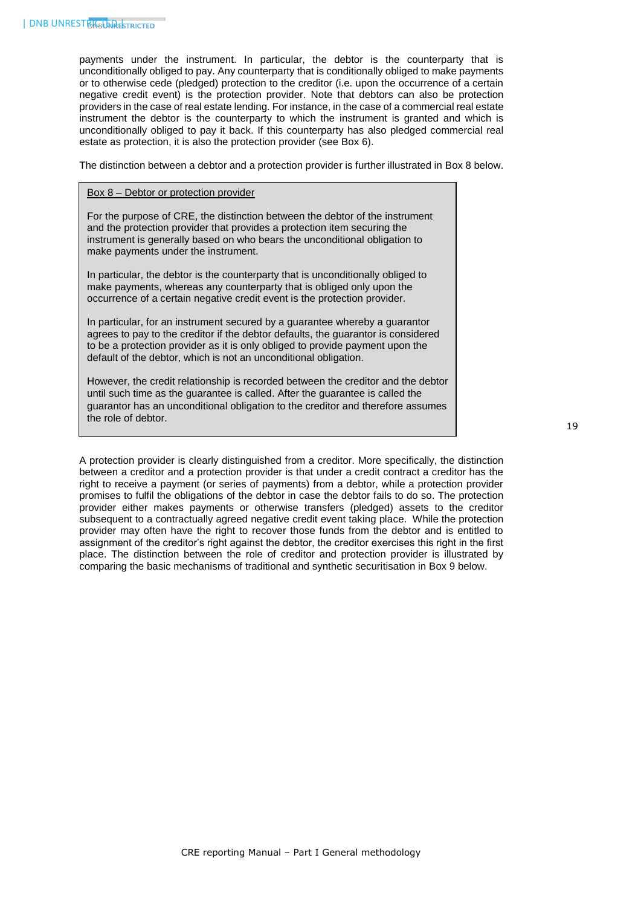payments under the instrument. In particular, the debtor is the counterparty that is unconditionally obliged to pay. Any counterparty that is conditionally obliged to make payments or to otherwise cede (pledged) protection to the creditor (i.e. upon the occurrence of a certain negative credit event) is the protection provider. Note that debtors can also be protection providers in the case of real estate lending. For instance, in the case of a commercial real estate instrument the debtor is the counterparty to which the instrument is granted and which is unconditionally obliged to pay it back. If this counterparty has also pledged commercial real estate as protection, it is also the protection provider (see Box 6).

The distinction between a debtor and a protection provider is further illustrated in Box 8 below.

> Box 8 – Debtor or protection provider
>
> For the purpose of CRE, the distinction between the debtor of the instrument and the protection provider that provides a protection item securing the instrument is generally based on who bears the unconditional obligation to make payments under the instrument.
>
> In particular, the debtor is the counterparty that is unconditionally obliged to make payments, whereas any counterparty that is obliged only upon the occurrence of a certain negative credit event is the protection provider.
>
> In particular, for an instrument secured by a guarantee whereby a guarantor agrees to pay to the creditor if the debtor defaults, the guarantor is considered to be a protection provider as it is only obliged to provide payment upon the default of the debtor, which is not an unconditional obligation.
>
> However, the credit relationship is recorded between the creditor and the debtor until such time as the guarantee is called. After the guarantee is called the guarantor has an unconditional obligation to the creditor and therefore assumes the role of debtor.

A protection provider is clearly distinguished from a creditor. More specifically, the distinction between a creditor and a protection provider is that under a credit contract a creditor has the right to receive a payment (or series of payments) from a debtor, while a protection provider promises to fulfil the obligations of the debtor in case the debtor fails to do so. The protection provider either makes payments or otherwise transfers (pledged) assets to the creditor subsequent to a contractually agreed negative credit event taking place. While the protection provider may often have the right to recover those funds from the debtor and is entitled to assignment of the creditor's right against the debtor, the creditor exercises this right in the first place. The distinction between the role of creditor and protection provider is illustrated by comparing the basic mechanisms of traditional and synthetic securitisation in Box 9 below.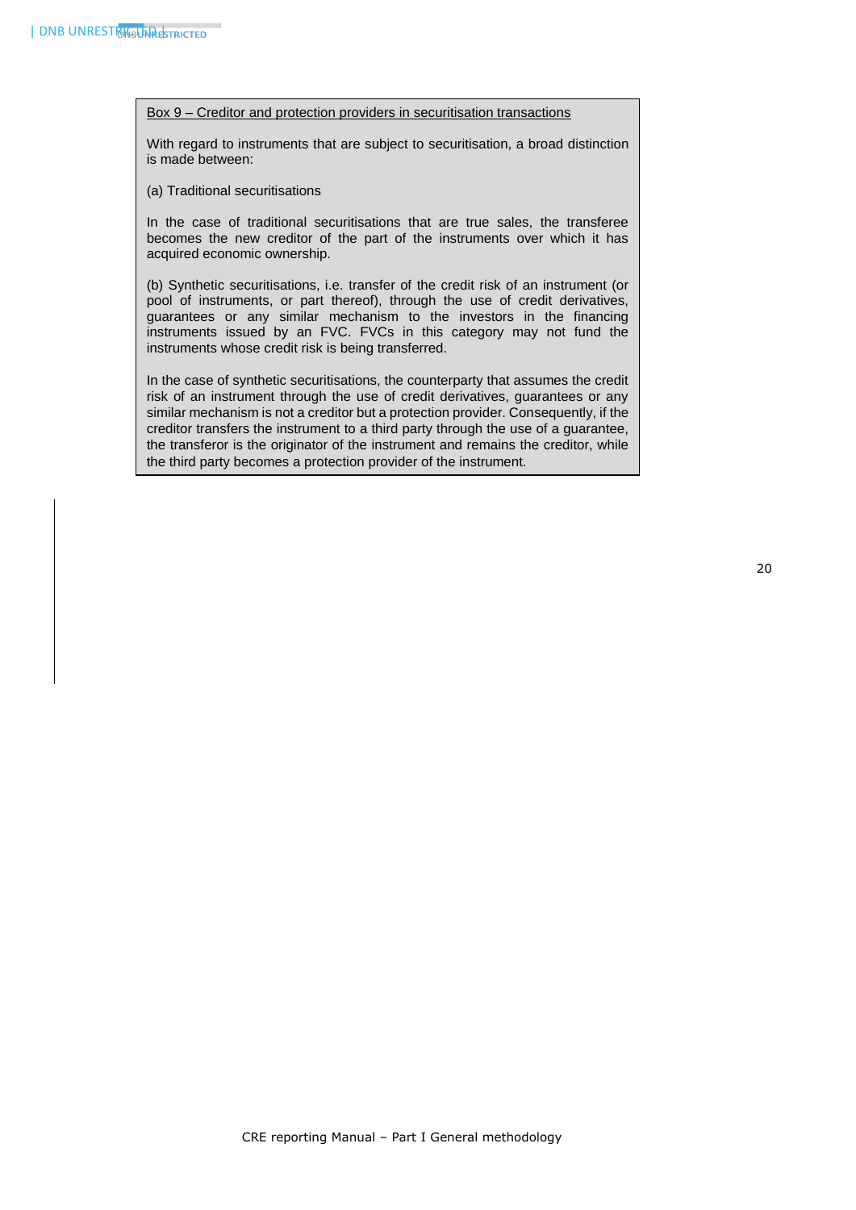Box 9 – Creditor and protection providers in securitisation transactions

With regard to instruments that are subject to securitisation, a broad distinction is made between:

(a) Traditional securitisations

In the case of traditional securitisations that are true sales, the transferee becomes the new creditor of the part of the instruments over which it has acquired economic ownership.

(b) Synthetic securitisations, i.e. transfer of the credit risk of an instrument (or pool of instruments, or part thereof), through the use of credit derivatives, guarantees or any similar mechanism to the investors in the financing instruments issued by an FVC. FVCs in this category may not fund the instruments whose credit risk is being transferred.

In the case of synthetic securitisations, the counterparty that assumes the credit risk of an instrument through the use of credit derivatives, guarantees or any similar mechanism is not a creditor but a protection provider. Consequently, if the creditor transfers the instrument to a third party through the use of a guarantee, the transferor is the originator of the instrument and remains the creditor, while the third party becomes a protection provider of the instrument.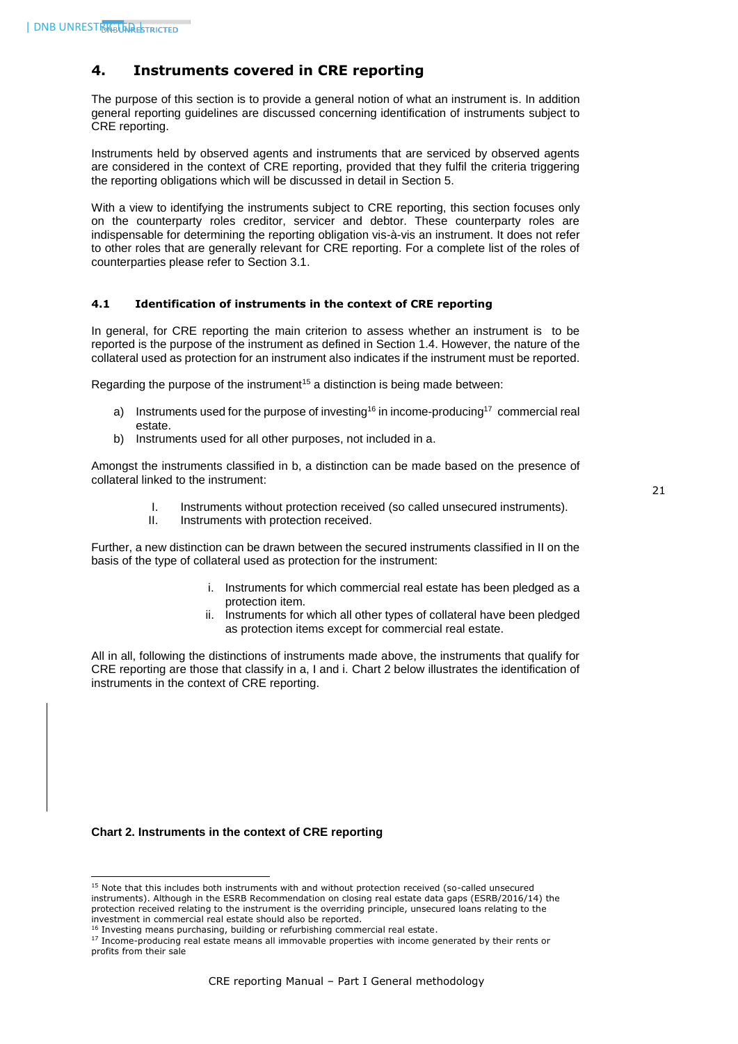## 4. Instruments covered in CRE reporting

The purpose of this section is to provide a general notion of what an instrument is. In addition general reporting guidelines are discussed concerning identification of instruments subject to CRE reporting.

Instruments held by observed agents and instruments that are serviced by observed agents are considered in the context of CRE reporting, provided that they fulfil the criteria triggering the reporting obligations which will be discussed in detail in Section 5.

With a view to identifying the instruments subject to CRE reporting, this section focuses only on the counterparty roles creditor, servicer and debtor. These counterparty roles are indispensable for determining the reporting obligation vis-à-vis an instrument. It does not refer to other roles that are generally relevant for CRE reporting. For a complete list of the roles of counterparties please refer to Section 3.1.

### 4.1 Identification of instruments in the context of CRE reporting

In general, for CRE reporting the main criterion to assess whether an instrument is to be reported is the purpose of the instrument as defined in Section 1.4. However, the nature of the collateral used as protection for an instrument also indicates if the instrument must be reported.

Regarding the purpose of the instrument[15] a distinction is being made between:

a) Instruments used for the purpose of investing[16] in income-producing[17] commercial real estate.
b) Instruments used for all other purposes, not included in a.

Amongst the instruments classified in b, a distinction can be made based on the presence of collateral linked to the instrument:

I. Instruments without protection received (so called unsecured instruments).
II. Instruments with protection received.

Further, a new distinction can be drawn between the secured instruments classified in II on the basis of the type of collateral used as protection for the instrument:

i. Instruments for which commercial real estate has been pledged as a protection item.
ii. Instruments for which all other types of collateral have been pledged as protection items except for commercial real estate.

All in all, following the distinctions of instruments made above, the instruments that qualify for CRE reporting are those that classify in a, I and i. Chart 2 below illustrates the identification of instruments in the context of CRE reporting.

**Chart 2. Instruments in the context of CRE reporting**

[15] Note that this includes both instruments with and without protection received (so-called unsecured instruments). Although in the ESRB Recommendation on closing real estate data gaps (ESRB/2016/14) the protection received relating to the instrument is the overriding principle, unsecured loans relating to the investment in commercial real estate should also be reported.

[16] Investing means purchasing, building or refurbishing commercial real estate.

[17] Income-producing real estate means all immovable properties with income generated by their rents or profits from their sale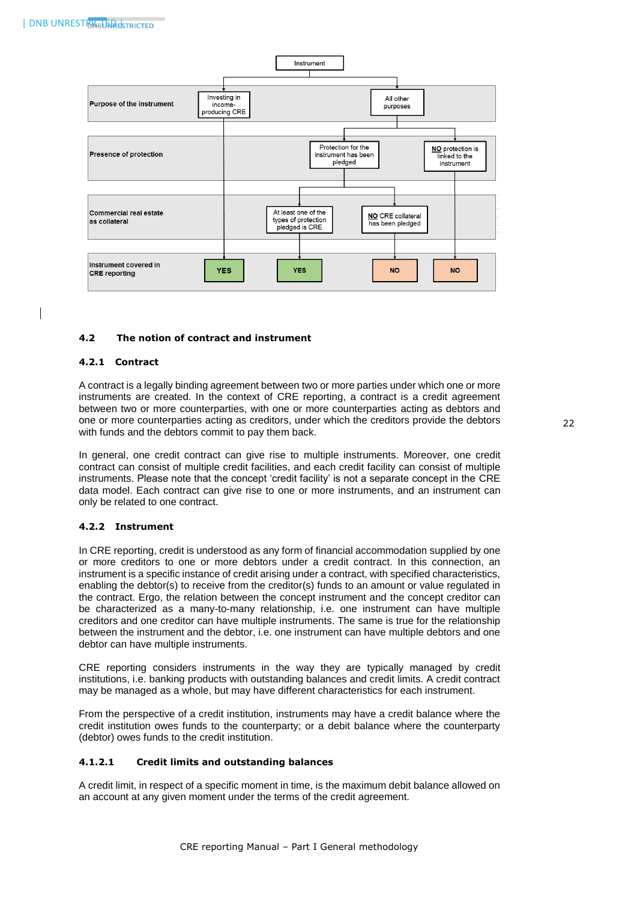| Instrument | | | | |
|---|---|---|---|---|
| **Purpose of the instrument** | Investing in income-producing CRE | All other purposes | All other purposes | All other purposes |
| **Presence of protection** | | Protection for the instrument has been pledged | Protection for the instrument has been pledged | NO protection is linked to the instrument |
| **Commercial real estate as collateral** | | At least one of the types of protection pledged is CRE | NO CRE collateral has been pledged | |
| **Instrument covered in CRE reporting** | YES | YES | NO | NO |

### 4.2 The notion of contract and instrument

#### 4.2.1 Contract

A contract is a legally binding agreement between two or more parties under which one or more instruments are created. In the context of CRE reporting, a contract is a credit agreement between two or more counterparties, with one or more counterparties acting as debtors and one or more counterparties acting as creditors, under which the creditors provide the debtors with funds and the debtors commit to pay them back.

In general, one credit contract can give rise to multiple instruments. Moreover, one credit contract can consist of multiple credit facilities, and each credit facility can consist of multiple instruments. Please note that the concept 'credit facility' is not a separate concept in the CRE data model. Each contract can give rise to one or more instruments, and an instrument can only be related to one contract.

#### 4.2.2 Instrument

In CRE reporting, credit is understood as any form of financial accommodation supplied by one or more creditors to one or more debtors under a credit contract. In this connection, an instrument is a specific instance of credit arising under a contract, with specified characteristics, enabling the debtor(s) to receive from the creditor(s) funds to an amount or value regulated in the contract. Ergo, the relation between the concept instrument and the concept creditor can be characterized as a many-to-many relationship, i.e. one instrument can have multiple creditors and one creditor can have multiple instruments. The same is true for the relationship between the instrument and the debtor, i.e. one instrument can have multiple debtors and one debtor can have multiple instruments.

CRE reporting considers instruments in the way they are typically managed by credit institutions, i.e. banking products with outstanding balances and credit limits. A credit contract may be managed as a whole, but may have different characteristics for each instrument.

From the perspective of a credit institution, instruments may have a credit balance where the credit institution owes funds to the counterparty; or a debit balance where the counterparty (debtor) owes funds to the credit institution.

##### 4.1.2.1 Credit limits and outstanding balances

A credit limit, in respect of a specific moment in time, is the maximum debit balance allowed on an account at any given moment under the terms of the credit agreement.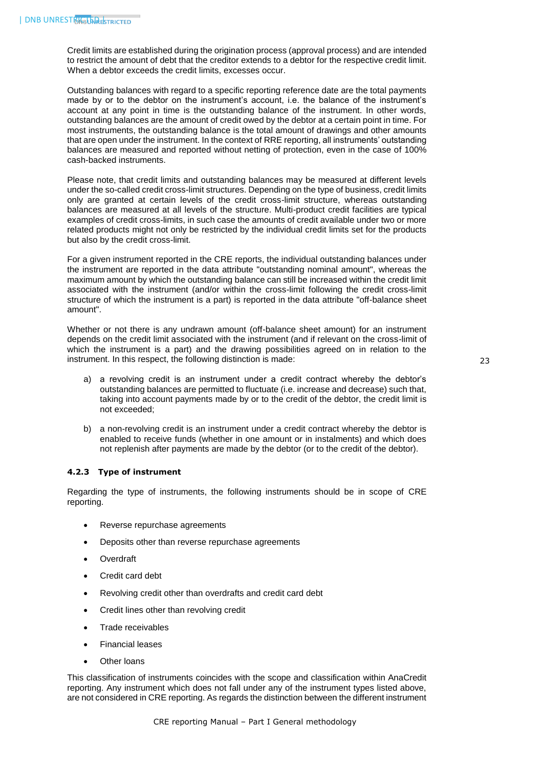Credit limits are established during the origination process (approval process) and are intended to restrict the amount of debt that the creditor extends to a debtor for the respective credit limit. When a debtor exceeds the credit limits, excesses occur.

Outstanding balances with regard to a specific reporting reference date are the total payments made by or to the debtor on the instrument's account, i.e. the balance of the instrument's account at any point in time is the outstanding balance of the instrument. In other words, outstanding balances are the amount of credit owed by the debtor at a certain point in time. For most instruments, the outstanding balance is the total amount of drawings and other amounts that are open under the instrument. In the context of RRE reporting, all instruments' outstanding balances are measured and reported without netting of protection, even in the case of 100% cash-backed instruments.

Please note, that credit limits and outstanding balances may be measured at different levels under the so-called credit cross-limit structures. Depending on the type of business, credit limits only are granted at certain levels of the credit cross-limit structure, whereas outstanding balances are measured at all levels of the structure. Multi-product credit facilities are typical examples of credit cross-limits, in such case the amounts of credit available under two or more related products might not only be restricted by the individual credit limits set for the products but also by the credit cross-limit.

For a given instrument reported in the CRE reports, the individual outstanding balances under the instrument are reported in the data attribute "outstanding nominal amount", whereas the maximum amount by which the outstanding balance can still be increased within the credit limit associated with the instrument (and/or within the credit cross-limit following the credit cross-limit structure of which the instrument is a part) is reported in the data attribute "off-balance sheet amount".

Whether or not there is any undrawn amount (off-balance sheet amount) for an instrument depends on the credit limit associated with the instrument (and if relevant on the cross-limit of which the instrument is a part) and the drawing possibilities agreed on in relation to the instrument. In this respect, the following distinction is made:

a) a revolving credit is an instrument under a credit contract whereby the debtor's outstanding balances are permitted to fluctuate (i.e. increase and decrease) such that, taking into account payments made by or to the credit of the debtor, the credit limit is not exceeded;

b) a non-revolving credit is an instrument under a credit contract whereby the debtor is enabled to receive funds (whether in one amount or in instalments) and which does not replenish after payments are made by the debtor (or to the credit of the debtor).

#### 4.2.3 Type of instrument

Regarding the type of instruments, the following instruments should be in scope of CRE reporting.

- Reverse repurchase agreements
- Deposits other than reverse repurchase agreements
- Overdraft
- Credit card debt
- Revolving credit other than overdrafts and credit card debt
- Credit lines other than revolving credit
- Trade receivables
- Financial leases
- Other loans

This classification of instruments coincides with the scope and classification within AnaCredit reporting. Any instrument which does not fall under any of the instrument types listed above, are not considered in CRE reporting. As regards the distinction between the different instrument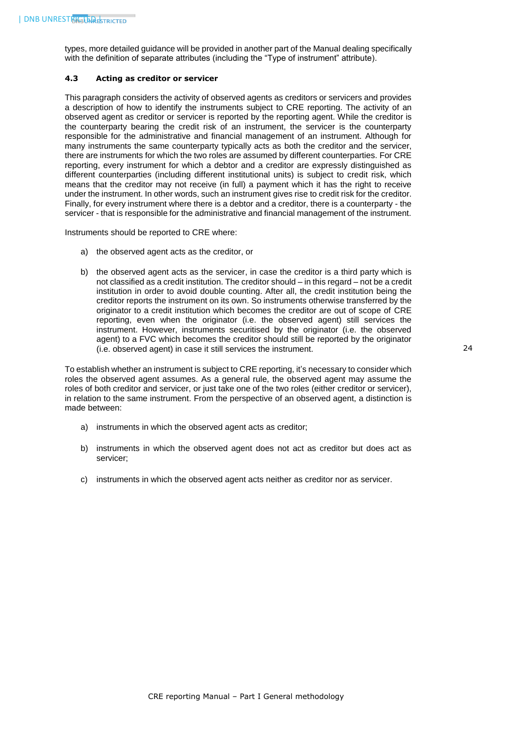types, more detailed guidance will be provided in another part of the Manual dealing specifically with the definition of separate attributes (including the "Type of instrument" attribute).

### 4.3 Acting as creditor or servicer

This paragraph considers the activity of observed agents as creditors or servicers and provides a description of how to identify the instruments subject to CRE reporting. The activity of an observed agent as creditor or servicer is reported by the reporting agent. While the creditor is the counterparty bearing the credit risk of an instrument, the servicer is the counterparty responsible for the administrative and financial management of an instrument. Although for many instruments the same counterparty typically acts as both the creditor and the servicer, there are instruments for which the two roles are assumed by different counterparties. For CRE reporting, every instrument for which a debtor and a creditor are expressly distinguished as different counterparties (including different institutional units) is subject to credit risk, which means that the creditor may not receive (in full) a payment which it has the right to receive under the instrument. In other words, such an instrument gives rise to credit risk for the creditor. Finally, for every instrument where there is a debtor and a creditor, there is a counterparty - the servicer - that is responsible for the administrative and financial management of the instrument.

Instruments should be reported to CRE where:

a) the observed agent acts as the creditor, or

b) the observed agent acts as the servicer, in case the creditor is a third party which is not classified as a credit institution. The creditor should – in this regard – not be a credit institution in order to avoid double counting. After all, the credit institution being the creditor reports the instrument on its own. So instruments otherwise transferred by the originator to a credit institution which becomes the creditor are out of scope of CRE reporting, even when the originator (i.e. the observed agent) still services the instrument. However, instruments securitised by the originator (i.e. the observed agent) to a FVC which becomes the creditor should still be reported by the originator (i.e. observed agent) in case it still services the instrument.

To establish whether an instrument is subject to CRE reporting, it's necessary to consider which roles the observed agent assumes. As a general rule, the observed agent may assume the roles of both creditor and servicer, or just take one of the two roles (either creditor or servicer), in relation to the same instrument. From the perspective of an observed agent, a distinction is made between:

a) instruments in which the observed agent acts as creditor;

b) instruments in which the observed agent does not act as creditor but does act as servicer;

c) instruments in which the observed agent acts neither as creditor nor as servicer.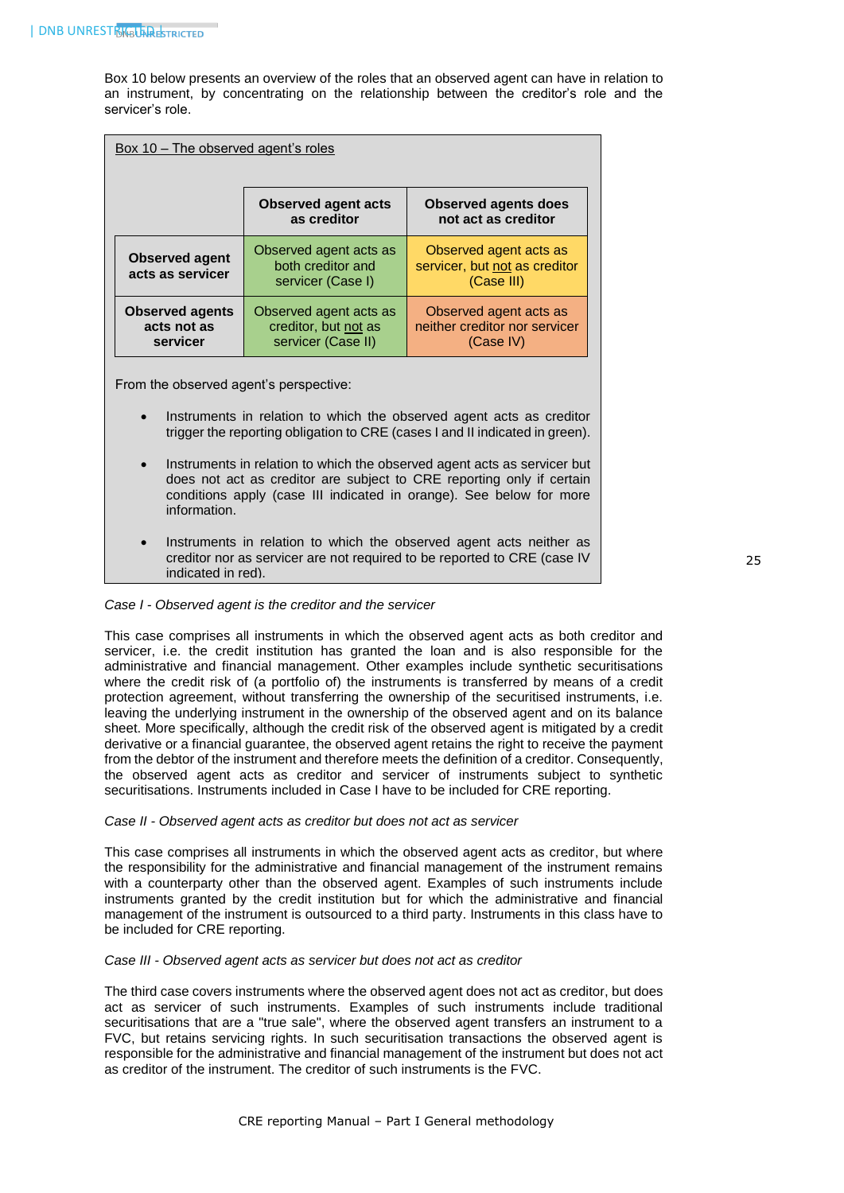Box 10 below presents an overview of the roles that an observed agent can have in relation to an instrument, by concentrating on the relationship between the creditor's role and the servicer's role.

Box 10 – The observed agent's roles

| | **Observed agent acts as creditor** | **Observed agents does not act as creditor** |
|---|---|---|
| **Observed agent acts as servicer** | Observed agent acts as both creditor and servicer (Case I) | Observed agent acts as servicer, but not as creditor (Case III) |
| **Observed agents acts not as servicer** | Observed agent acts as creditor, but not as servicer (Case II) | Observed agent acts as neither creditor nor servicer (Case IV) |

From the observed agent's perspective:

- Instruments in relation to which the observed agent acts as creditor trigger the reporting obligation to CRE (cases I and II indicated in green).
- Instruments in relation to which the observed agent acts as servicer but does not act as creditor are subject to CRE reporting only if certain conditions apply (case III indicated in orange). See below for more information.
- Instruments in relation to which the observed agent acts neither as creditor nor as servicer are not required to be reported to CRE (case IV indicated in red).

*Case I - Observed agent is the creditor and the servicer*

This case comprises all instruments in which the observed agent acts as both creditor and servicer, i.e. the credit institution has granted the loan and is also responsible for the administrative and financial management. Other examples include synthetic securitisations where the credit risk of (a portfolio of) the instruments is transferred by means of a credit protection agreement, without transferring the ownership of the securitised instruments, i.e. leaving the underlying instrument in the ownership of the observed agent and on its balance sheet. More specifically, although the credit risk of the observed agent is mitigated by a credit derivative or a financial guarantee, the observed agent retains the right to receive the payment from the debtor of the instrument and therefore meets the definition of a creditor. Consequently, the observed agent acts as creditor and servicer of instruments subject to synthetic securitisations. Instruments included in Case I have to be included for CRE reporting.

*Case II - Observed agent acts as creditor but does not act as servicer*

This case comprises all instruments in which the observed agent acts as creditor, but where the responsibility for the administrative and financial management of the instrument remains with a counterparty other than the observed agent. Examples of such instruments include instruments granted by the credit institution but for which the administrative and financial management of the instrument is outsourced to a third party. Instruments in this class have to be included for CRE reporting.

*Case III - Observed agent acts as servicer but does not act as creditor*

The third case covers instruments where the observed agent does not act as creditor, but does act as servicer of such instruments. Examples of such instruments include traditional securitisations that are a "true sale", where the observed agent transfers an instrument to a FVC, but retains servicing rights. In such securitisation transactions the observed agent is responsible for the administrative and financial management of the instrument but does not act as creditor of the instrument. The creditor of such instruments is the FVC.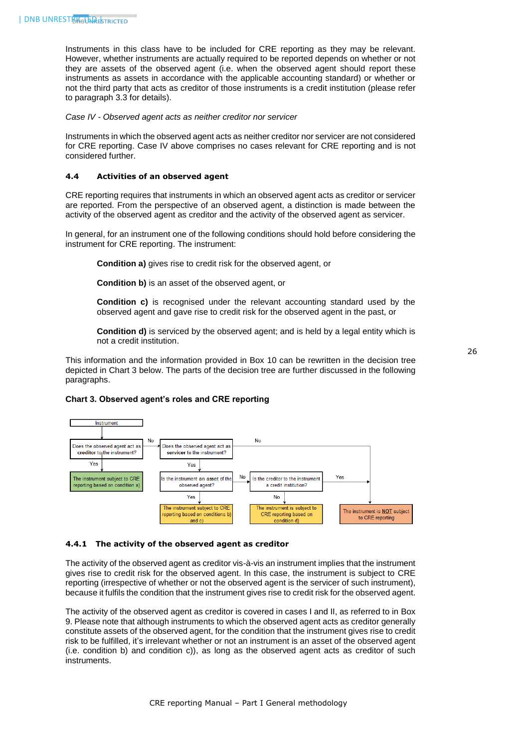Instruments in this class have to be included for CRE reporting as they may be relevant. However, whether instruments are actually required to be reported depends on whether or not they are assets of the observed agent (i.e. when the observed agent should report these instruments as assets in accordance with the applicable accounting standard) or whether or not the third party that acts as creditor of those instruments is a credit institution (please refer to paragraph 3.3 for details).

*Case IV - Observed agent acts as neither creditor nor servicer*

Instruments in which the observed agent acts as neither creditor nor servicer are not considered for CRE reporting. Case IV above comprises no cases relevant for CRE reporting and is not considered further.

### 4.4 Activities of an observed agent

CRE reporting requires that instruments in which an observed agent acts as creditor or servicer are reported. From the perspective of an observed agent, a distinction is made between the activity of the observed agent as creditor and the activity of the observed agent as servicer.

In general, for an instrument one of the following conditions should hold before considering the instrument for CRE reporting. The instrument:

**Condition a)** gives rise to credit risk for the observed agent, or

**Condition b)** is an asset of the observed agent, or

**Condition c)** is recognised under the relevant accounting standard used by the observed agent and gave rise to credit risk for the observed agent in the past, or

**Condition d)** is serviced by the observed agent; and is held by a legal entity which is not a credit institution.

This information and the information provided in Box 10 can be rewritten in the decision tree depicted in Chart 3 below. The parts of the decision tree are further discussed in the following paragraphs.

**Chart 3. Observed agent's roles and CRE reporting**

Instrument

Does the observed agent act as creditor to the instrument?
- Yes → The instrument subject to CRE reporting based on condition a)
- No → Does the observed agent act as servicer to the instrument?
  - No → The instrument is **NOT** subject to CRE reporting
  - Yes → Is the instrument an asset of the observed agent?
    - Yes → The instrument subject to CRE reporting based on conditions b) and c)
    - No → Is the creditor to the instrument a credit institution?
      - Yes → The instrument is **NOT** subject to CRE reporting
      - No → The instrument is subject to CRE reporting based on condition d)

#### 4.4.1 The activity of the observed agent as creditor

The activity of the observed agent as creditor vis-à-vis an instrument implies that the instrument gives rise to credit risk for the observed agent. In this case, the instrument is subject to CRE reporting (irrespective of whether or not the observed agent is the servicer of such instrument), because it fulfils the condition that the instrument gives rise to credit risk for the observed agent.

The activity of the observed agent as creditor is covered in cases I and II, as referred to in Box 9. Please note that although instruments to which the observed agent acts as creditor generally constitute assets of the observed agent, for the condition that the instrument gives rise to credit risk to be fulfilled, it's irrelevant whether or not an instrument is an asset of the observed agent (i.e. condition b) and condition c)), as long as the observed agent acts as creditor of such instruments.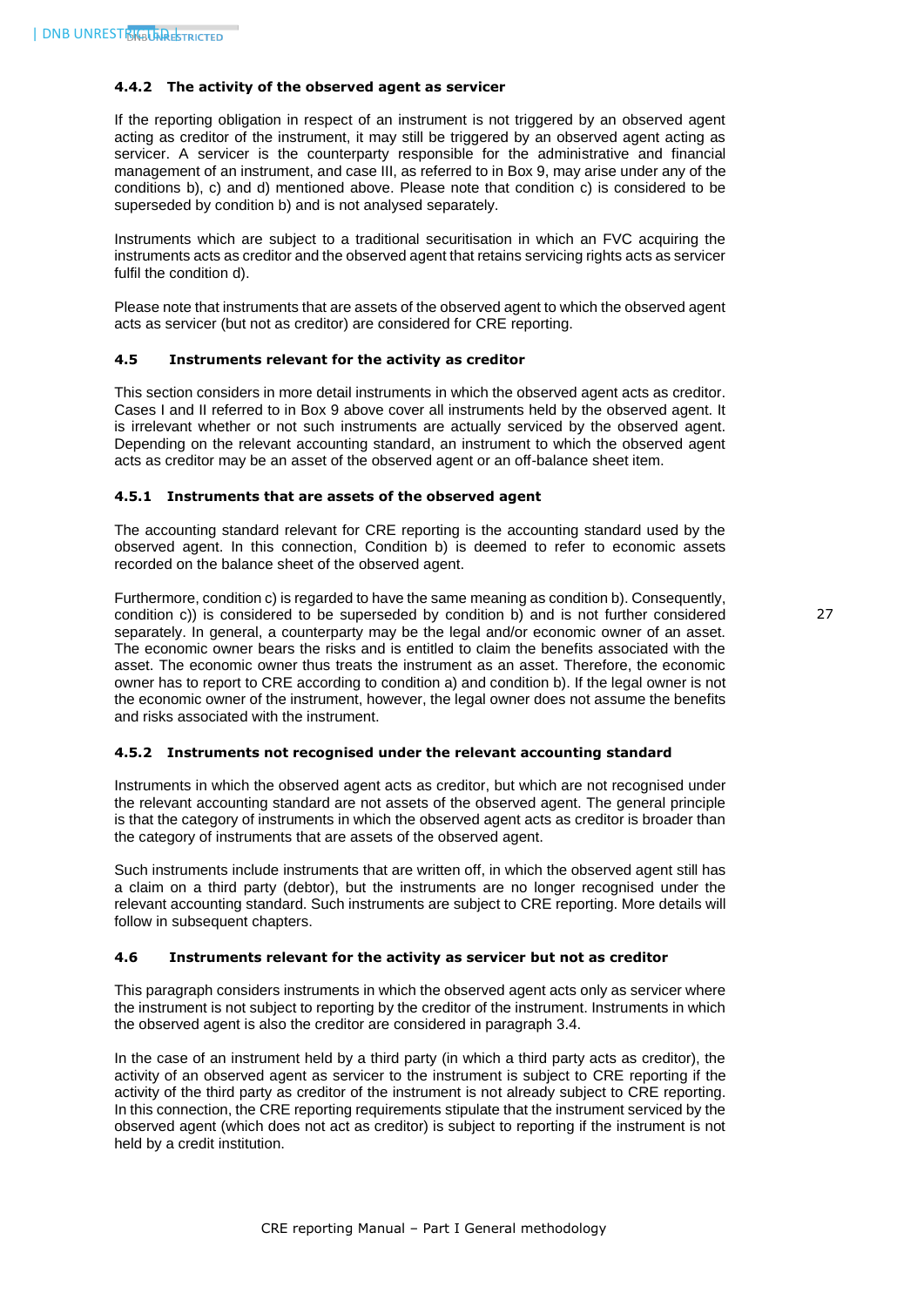#### 4.4.2 The activity of the observed agent as servicer

If the reporting obligation in respect of an instrument is not triggered by an observed agent acting as creditor of the instrument, it may still be triggered by an observed agent acting as servicer. A servicer is the counterparty responsible for the administrative and financial management of an instrument, and case III, as referred to in Box 9, may arise under any of the conditions b), c) and d) mentioned above. Please note that condition c) is considered to be superseded by condition b) and is not analysed separately.

Instruments which are subject to a traditional securitisation in which an FVC acquiring the instruments acts as creditor and the observed agent that retains servicing rights acts as servicer fulfil the condition d).

Please note that instruments that are assets of the observed agent to which the observed agent acts as servicer (but not as creditor) are considered for CRE reporting.

### 4.5 Instruments relevant for the activity as creditor

This section considers in more detail instruments in which the observed agent acts as creditor. Cases I and II referred to in Box 9 above cover all instruments held by the observed agent. It is irrelevant whether or not such instruments are actually serviced by the observed agent. Depending on the relevant accounting standard, an instrument to which the observed agent acts as creditor may be an asset of the observed agent or an off-balance sheet item.

#### 4.5.1 Instruments that are assets of the observed agent

The accounting standard relevant for CRE reporting is the accounting standard used by the observed agent. In this connection, Condition b) is deemed to refer to economic assets recorded on the balance sheet of the observed agent.

Furthermore, condition c) is regarded to have the same meaning as condition b). Consequently, condition c)) is considered to be superseded by condition b) and is not further considered separately. In general, a counterparty may be the legal and/or economic owner of an asset. The economic owner bears the risks and is entitled to claim the benefits associated with the asset. The economic owner thus treats the instrument as an asset. Therefore, the economic owner has to report to CRE according to condition a) and condition b). If the legal owner is not the economic owner of the instrument, however, the legal owner does not assume the benefits and risks associated with the instrument.

#### 4.5.2 Instruments not recognised under the relevant accounting standard

Instruments in which the observed agent acts as creditor, but which are not recognised under the relevant accounting standard are not assets of the observed agent. The general principle is that the category of instruments in which the observed agent acts as creditor is broader than the category of instruments that are assets of the observed agent.

Such instruments include instruments that are written off, in which the observed agent still has a claim on a third party (debtor), but the instruments are no longer recognised under the relevant accounting standard. Such instruments are subject to CRE reporting. More details will follow in subsequent chapters.

### 4.6 Instruments relevant for the activity as servicer but not as creditor

This paragraph considers instruments in which the observed agent acts only as servicer where the instrument is not subject to reporting by the creditor of the instrument. Instruments in which the observed agent is also the creditor are considered in paragraph 3.4.

In the case of an instrument held by a third party (in which a third party acts as creditor), the activity of an observed agent as servicer to the instrument is subject to CRE reporting if the activity of the third party as creditor of the instrument is not already subject to CRE reporting. In this connection, the CRE reporting requirements stipulate that the instrument serviced by the observed agent (which does not act as creditor) is subject to reporting if the instrument is not held by a credit institution.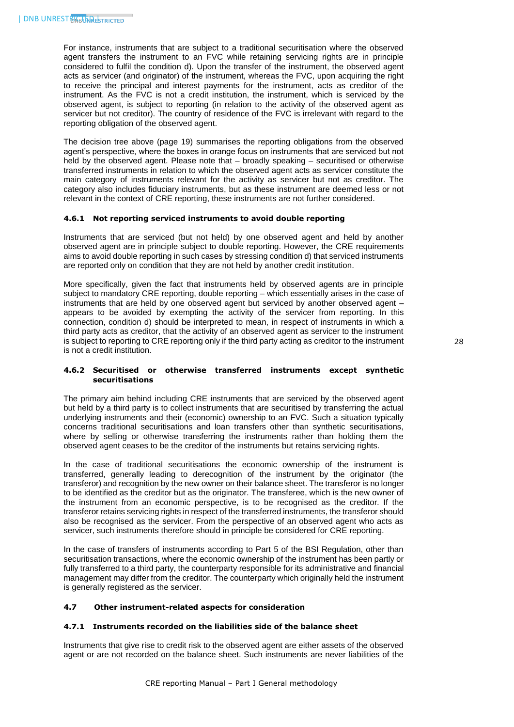For instance, instruments that are subject to a traditional securitisation where the observed agent transfers the instrument to an FVC while retaining servicing rights are in principle considered to fulfil the condition d). Upon the transfer of the instrument, the observed agent acts as servicer (and originator) of the instrument, whereas the FVC, upon acquiring the right to receive the principal and interest payments for the instrument, acts as creditor of the instrument. As the FVC is not a credit institution, the instrument, which is serviced by the observed agent, is subject to reporting (in relation to the activity of the observed agent as servicer but not creditor). The country of residence of the FVC is irrelevant with regard to the reporting obligation of the observed agent.

The decision tree above (page 19) summarises the reporting obligations from the observed agent's perspective, where the boxes in orange focus on instruments that are serviced but not held by the observed agent. Please note that – broadly speaking – securitised or otherwise transferred instruments in relation to which the observed agent acts as servicer constitute the main category of instruments relevant for the activity as servicer but not as creditor. The category also includes fiduciary instruments, but as these instrument are deemed less or not relevant in the context of CRE reporting, these instruments are not further considered.

### 4.6.1 Not reporting serviced instruments to avoid double reporting

Instruments that are serviced (but not held) by one observed agent and held by another observed agent are in principle subject to double reporting. However, the CRE requirements aims to avoid double reporting in such cases by stressing condition d) that serviced instruments are reported only on condition that they are not held by another credit institution.

More specifically, given the fact that instruments held by observed agents are in principle subject to mandatory CRE reporting, double reporting – which essentially arises in the case of instruments that are held by one observed agent but serviced by another observed agent – appears to be avoided by exempting the activity of the servicer from reporting. In this connection, condition d) should be interpreted to mean, in respect of instruments in which a third party acts as creditor, that the activity of an observed agent as servicer to the instrument is subject to reporting to CRE reporting only if the third party acting as creditor to the instrument is not a credit institution.

### 4.6.2 Securitised or otherwise transferred instruments except synthetic securitisations

The primary aim behind including CRE instruments that are serviced by the observed agent but held by a third party is to collect instruments that are securitised by transferring the actual underlying instruments and their (economic) ownership to an FVC. Such a situation typically concerns traditional securitisations and loan transfers other than synthetic securitisations, where by selling or otherwise transferring the instruments rather than holding them the observed agent ceases to be the creditor of the instruments but retains servicing rights.

In the case of traditional securitisations the economic ownership of the instrument is transferred, generally leading to derecognition of the instrument by the originator (the transferor) and recognition by the new owner on their balance sheet. The transferor is no longer to be identified as the creditor but as the originator. The transferee, which is the new owner of the instrument from an economic perspective, is to be recognised as the creditor. If the transferor retains servicing rights in respect of the transferred instruments, the transferor should also be recognised as the servicer. From the perspective of an observed agent who acts as servicer, such instruments therefore should in principle be considered for CRE reporting.

In the case of transfers of instruments according to Part 5 of the BSI Regulation, other than securitisation transactions, where the economic ownership of the instrument has been partly or fully transferred to a third party, the counterparty responsible for its administrative and financial management may differ from the creditor. The counterparty which originally held the instrument is generally registered as the servicer.

## 4.7 Other instrument-related aspects for consideration

### 4.7.1 Instruments recorded on the liabilities side of the balance sheet

Instruments that give rise to credit risk to the observed agent are either assets of the observed agent or are not recorded on the balance sheet. Such instruments are never liabilities of the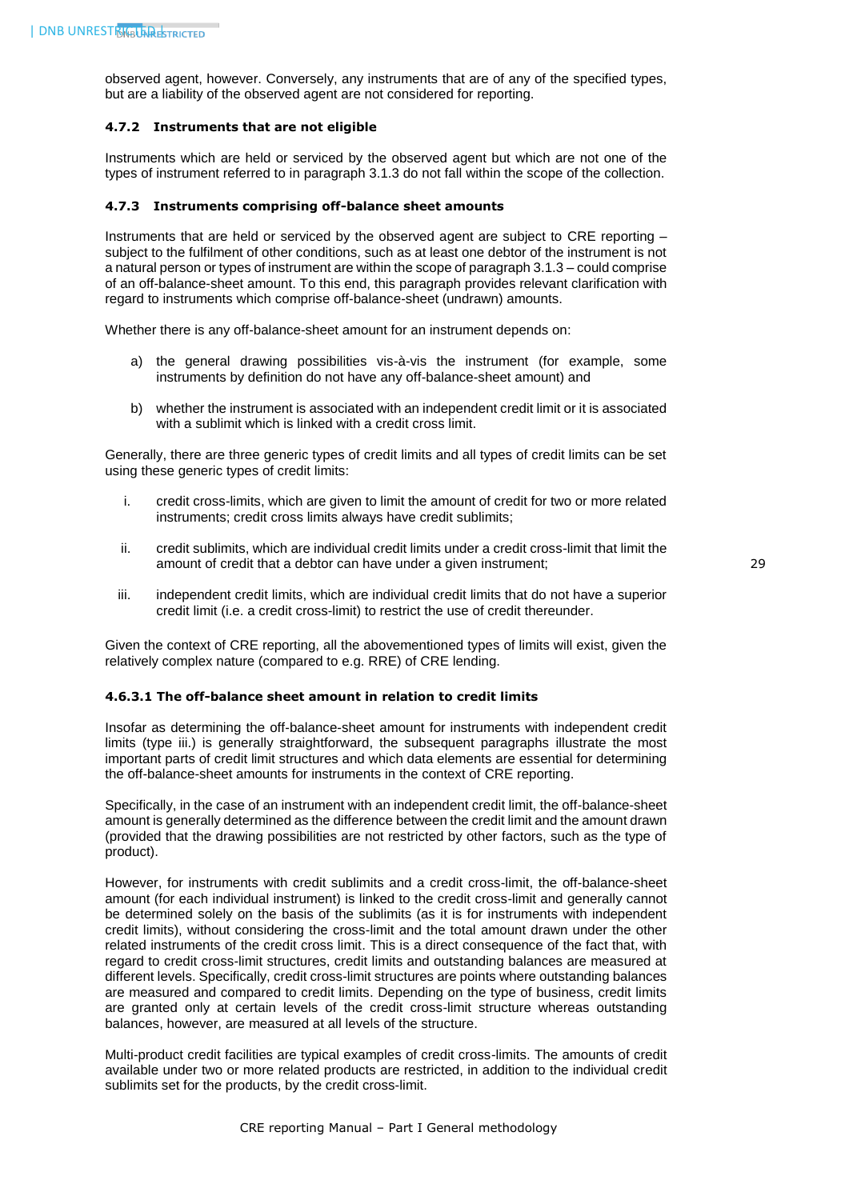observed agent, however. Conversely, any instruments that are of any of the specified types, but are a liability of the observed agent are not considered for reporting.

#### 4.7.2 Instruments that are not eligible

Instruments which are held or serviced by the observed agent but which are not one of the types of instrument referred to in paragraph 3.1.3 do not fall within the scope of the collection.

#### 4.7.3 Instruments comprising off-balance sheet amounts

Instruments that are held or serviced by the observed agent are subject to CRE reporting – subject to the fulfilment of other conditions, such as at least one debtor of the instrument is not a natural person or types of instrument are within the scope of paragraph 3.1.3 – could comprise of an off-balance-sheet amount. To this end, this paragraph provides relevant clarification with regard to instruments which comprise off-balance-sheet (undrawn) amounts.

Whether there is any off-balance-sheet amount for an instrument depends on:

a) the general drawing possibilities vis-à-vis the instrument (for example, some instruments by definition do not have any off-balance-sheet amount) and

b) whether the instrument is associated with an independent credit limit or it is associated with a sublimit which is linked with a credit cross limit.

Generally, there are three generic types of credit limits and all types of credit limits can be set using these generic types of credit limits:

i. credit cross-limits, which are given to limit the amount of credit for two or more related instruments; credit cross limits always have credit sublimits;

ii. credit sublimits, which are individual credit limits under a credit cross-limit that limit the amount of credit that a debtor can have under a given instrument;

iii. independent credit limits, which are individual credit limits that do not have a superior credit limit (i.e. a credit cross-limit) to restrict the use of credit thereunder.

Given the context of CRE reporting, all the abovementioned types of limits will exist, given the relatively complex nature (compared to e.g. RRE) of CRE lending.

##### 4.6.3.1 The off-balance sheet amount in relation to credit limits

Insofar as determining the off-balance-sheet amount for instruments with independent credit limits (type iii.) is generally straightforward, the subsequent paragraphs illustrate the most important parts of credit limit structures and which data elements are essential for determining the off-balance-sheet amounts for instruments in the context of CRE reporting.

Specifically, in the case of an instrument with an independent credit limit, the off-balance-sheet amount is generally determined as the difference between the credit limit and the amount drawn (provided that the drawing possibilities are not restricted by other factors, such as the type of product).

However, for instruments with credit sublimits and a credit cross-limit, the off-balance-sheet amount (for each individual instrument) is linked to the credit cross-limit and generally cannot be determined solely on the basis of the sublimits (as it is for instruments with independent credit limits), without considering the cross-limit and the total amount drawn under the other related instruments of the credit cross limit. This is a direct consequence of the fact that, with regard to credit cross-limit structures, credit limits and outstanding balances are measured at different levels. Specifically, credit cross-limit structures are points where outstanding balances are measured and compared to credit limits. Depending on the type of business, credit limits are granted only at certain levels of the credit cross-limit structure whereas outstanding balances, however, are measured at all levels of the structure.

Multi-product credit facilities are typical examples of credit cross-limits. The amounts of credit available under two or more related products are restricted, in addition to the individual credit sublimits set for the products, by the credit cross-limit.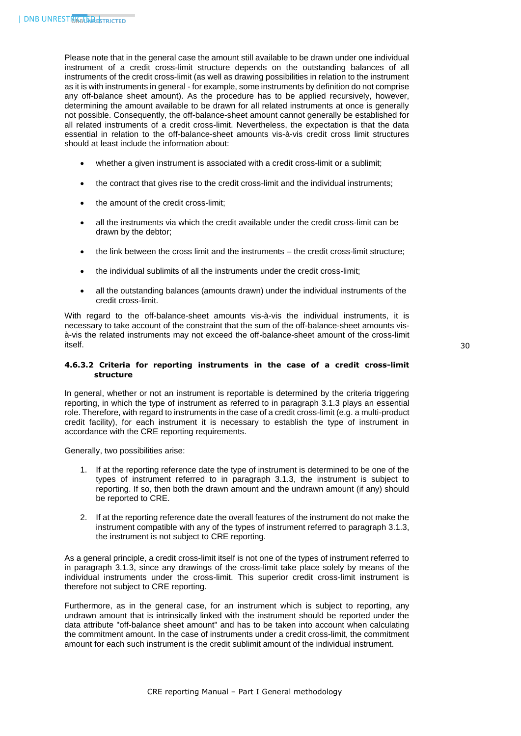Please note that in the general case the amount still available to be drawn under one individual instrument of a credit cross-limit structure depends on the outstanding balances of all instruments of the credit cross-limit (as well as drawing possibilities in relation to the instrument as it is with instruments in general - for example, some instruments by definition do not comprise any off-balance sheet amount). As the procedure has to be applied recursively, however, determining the amount available to be drawn for all related instruments at once is generally not possible. Consequently, the off-balance-sheet amount cannot generally be established for all related instruments of a credit cross-limit. Nevertheless, the expectation is that the data essential in relation to the off-balance-sheet amounts vis-à-vis credit cross limit structures should at least include the information about:

- whether a given instrument is associated with a credit cross-limit or a sublimit;
- the contract that gives rise to the credit cross-limit and the individual instruments;
- the amount of the credit cross-limit;
- all the instruments via which the credit available under the credit cross-limit can be drawn by the debtor;
- the link between the cross limit and the instruments – the credit cross-limit structure;
- the individual sublimits of all the instruments under the credit cross-limit;
- all the outstanding balances (amounts drawn) under the individual instruments of the credit cross-limit.

With regard to the off-balance-sheet amounts vis-à-vis the individual instruments, it is necessary to take account of the constraint that the sum of the off-balance-sheet amounts vis-à-vis the related instruments may not exceed the off-balance-sheet amount of the cross-limit itself.

#### 4.6.3.2 Criteria for reporting instruments in the case of a credit cross-limit structure

In general, whether or not an instrument is reportable is determined by the criteria triggering reporting, in which the type of instrument as referred to in paragraph 3.1.3 plays an essential role. Therefore, with regard to instruments in the case of a credit cross-limit (e.g. a multi-product credit facility), for each instrument it is necessary to establish the type of instrument in accordance with the CRE reporting requirements.

Generally, two possibilities arise:

1. If at the reporting reference date the type of instrument is determined to be one of the types of instrument referred to in paragraph 3.1.3, the instrument is subject to reporting. If so, then both the drawn amount and the undrawn amount (if any) should be reported to CRE.
2. If at the reporting reference date the overall features of the instrument do not make the instrument compatible with any of the types of instrument referred to paragraph 3.1.3, the instrument is not subject to CRE reporting.

As a general principle, a credit cross-limit itself is not one of the types of instrument referred to in paragraph 3.1.3, since any drawings of the cross-limit take place solely by means of the individual instruments under the cross-limit. This superior credit cross-limit instrument is therefore not subject to CRE reporting.

Furthermore, as in the general case, for an instrument which is subject to reporting, any undrawn amount that is intrinsically linked with the instrument should be reported under the data attribute "off-balance sheet amount" and has to be taken into account when calculating the commitment amount. In the case of instruments under a credit cross-limit, the commitment amount for each such instrument is the credit sublimit amount of the individual instrument.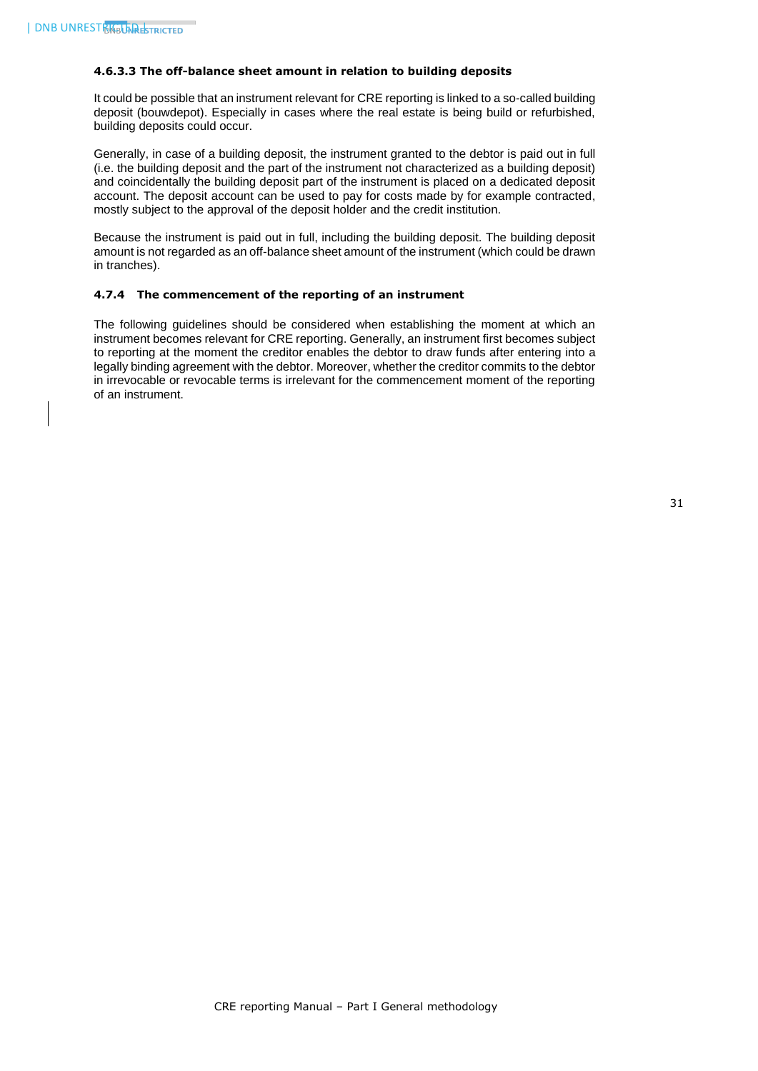#### 4.6.3.3 The off-balance sheet amount in relation to building deposits

It could be possible that an instrument relevant for CRE reporting is linked to a so-called building deposit (bouwdepot). Especially in cases where the real estate is being build or refurbished, building deposits could occur.

Generally, in case of a building deposit, the instrument granted to the debtor is paid out in full (i.e. the building deposit and the part of the instrument not characterized as a building deposit) and coincidentally the building deposit part of the instrument is placed on a dedicated deposit account. The deposit account can be used to pay for costs made by for example contracted, mostly subject to the approval of the deposit holder and the credit institution.

Because the instrument is paid out in full, including the building deposit. The building deposit amount is not regarded as an off-balance sheet amount of the instrument (which could be drawn in tranches).

### 4.7.4 The commencement of the reporting of an instrument

The following guidelines should be considered when establishing the moment at which an instrument becomes relevant for CRE reporting. Generally, an instrument first becomes subject to reporting at the moment the creditor enables the debtor to draw funds after entering into a legally binding agreement with the debtor. Moreover, whether the creditor commits to the debtor in irrevocable or revocable terms is irrelevant for the commencement moment of the reporting of an instrument.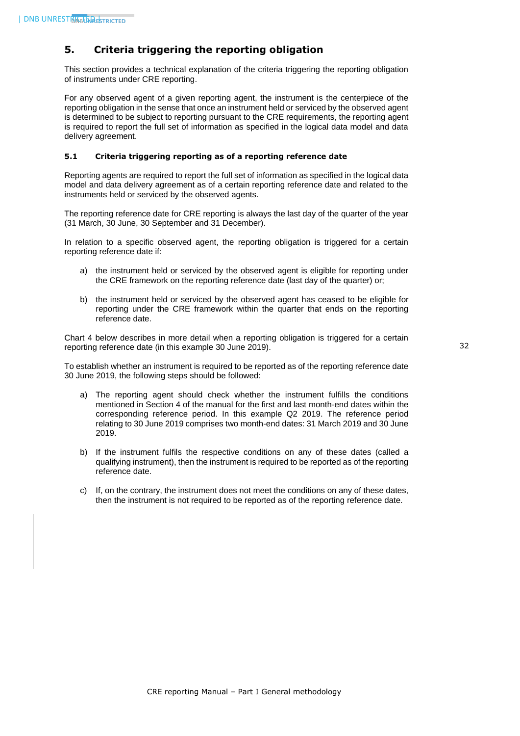## 5. Criteria triggering the reporting obligation

This section provides a technical explanation of the criteria triggering the reporting obligation of instruments under CRE reporting.

For any observed agent of a given reporting agent, the instrument is the centerpiece of the reporting obligation in the sense that once an instrument held or serviced by the observed agent is determined to be subject to reporting pursuant to the CRE requirements, the reporting agent is required to report the full set of information as specified in the logical data model and data delivery agreement.

### 5.1 Criteria triggering reporting as of a reporting reference date

Reporting agents are required to report the full set of information as specified in the logical data model and data delivery agreement as of a certain reporting reference date and related to the instruments held or serviced by the observed agents.

The reporting reference date for CRE reporting is always the last day of the quarter of the year (31 March, 30 June, 30 September and 31 December).

In relation to a specific observed agent, the reporting obligation is triggered for a certain reporting reference date if:

a) the instrument held or serviced by the observed agent is eligible for reporting under the CRE framework on the reporting reference date (last day of the quarter) or;

b) the instrument held or serviced by the observed agent has ceased to be eligible for reporting under the CRE framework within the quarter that ends on the reporting reference date.

Chart 4 below describes in more detail when a reporting obligation is triggered for a certain reporting reference date (in this example 30 June 2019).

To establish whether an instrument is required to be reported as of the reporting reference date 30 June 2019, the following steps should be followed:

a) The reporting agent should check whether the instrument fulfills the conditions mentioned in Section 4 of the manual for the first and last month-end dates within the corresponding reference period. In this example Q2 2019. The reference period relating to 30 June 2019 comprises two month-end dates: 31 March 2019 and 30 June 2019.

b) If the instrument fulfils the respective conditions on any of these dates (called a qualifying instrument), then the instrument is required to be reported as of the reporting reference date.

c) If, on the contrary, the instrument does not meet the conditions on any of these dates, then the instrument is not required to be reported as of the reporting reference date.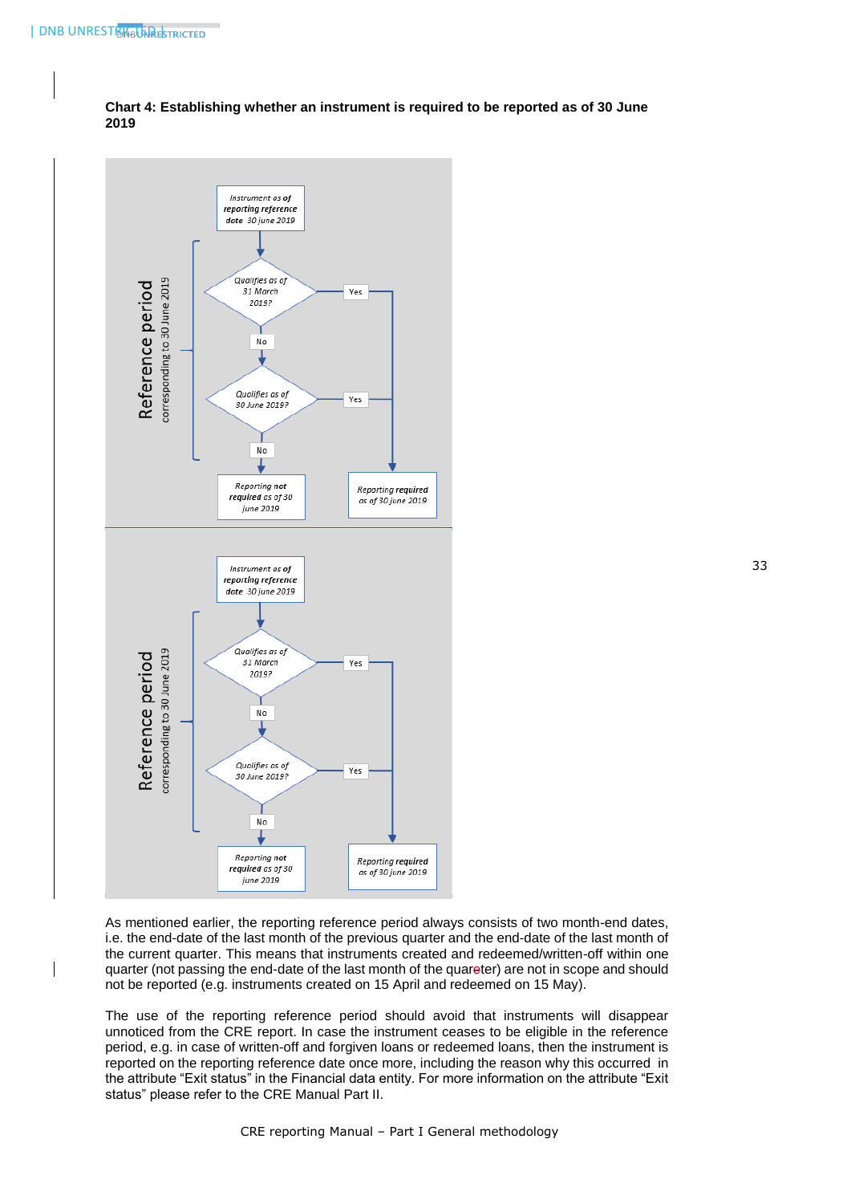**Chart 4: Establishing whether an instrument is required to be reported as of 30 June 2019**

Reference period corresponding to 30 June 2019

Instrument as of reporting reference date 30 june 2019

Qualifies as of 31 March 2019? — Yes → Reporting required as of 30 june 2019

No ↓

Qualifies as of 30 June 2019? — Yes → Reporting required as of 30 june 2019

No ↓

Reporting not required as of 30 june 2019

Reference period corresponding to 30 June 2019

Instrument as of reporting reference date 30 june 2019

Qualifies as of 31 March 2019? — Yes → Reporting required as of 30 june 2019

No ↓

Qualifies as of 30 June 2019? — Yes → Reporting required as of 30 june 2019

No ↓

Reporting not required as of 30 june 2019

As mentioned earlier, the reporting reference period always consists of two month-end dates, i.e. the end-date of the last month of the previous quarter and the end-date of the last month of the current quarter. This means that instruments created and redeemed/written-off within one quarter (not passing the end-date of the last month of the quareter) are not in scope and should not be reported (e.g. instruments created on 15 April and redeemed on 15 May).

The use of the reporting reference period should avoid that instruments will disappear unnoticed from the CRE report. In case the instrument ceases to be eligible in the reference period, e.g. in case of written-off and forgiven loans or redeemed loans, then the instrument is reported on the reporting reference date once more, including the reason why this occurred in the attribute “Exit status” in the Financial data entity. For more information on the attribute “Exit status” please refer to the CRE Manual Part II.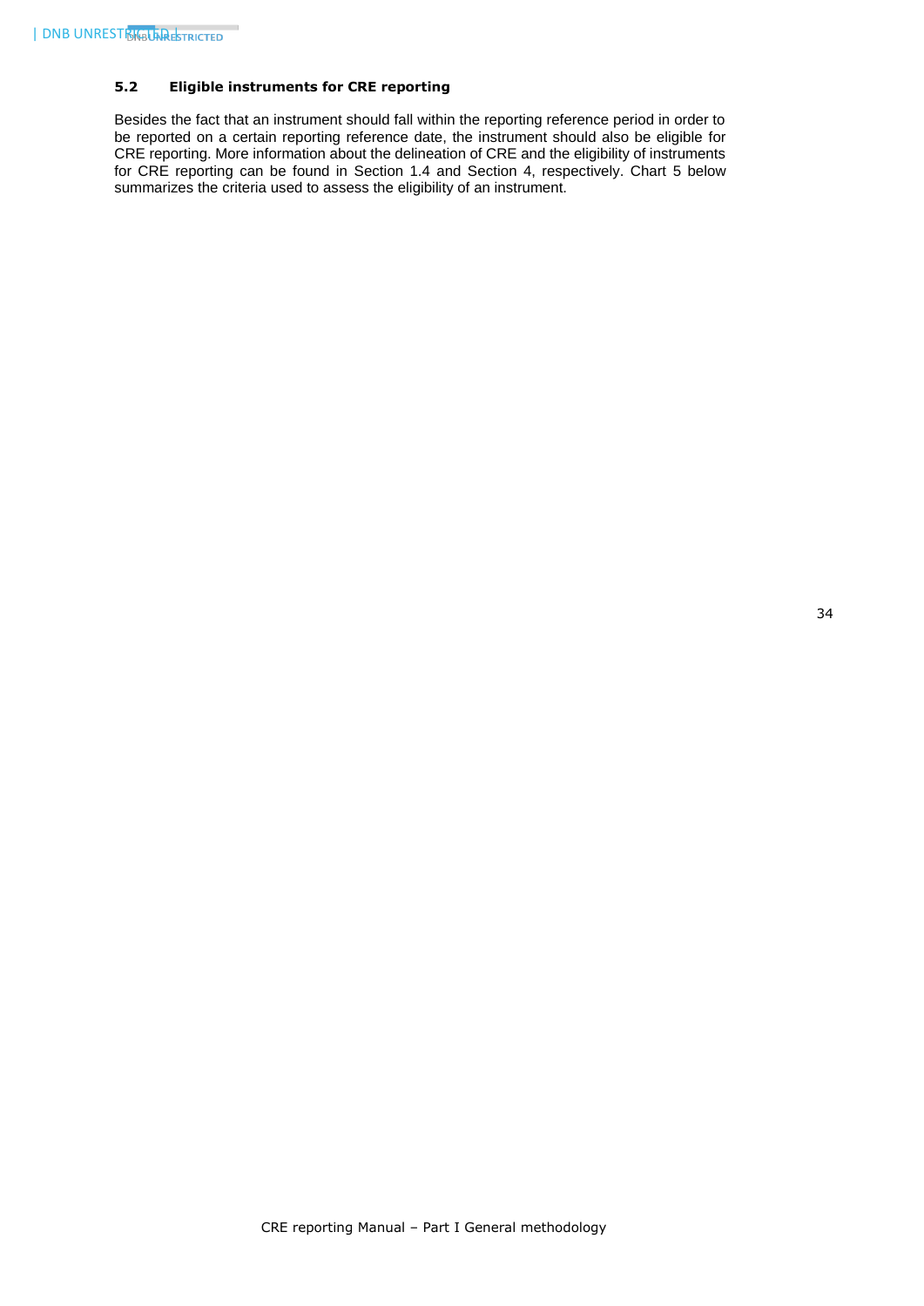## 5.2 Eligible instruments for CRE reporting

Besides the fact that an instrument should fall within the reporting reference period in order to be reported on a certain reporting reference date, the instrument should also be eligible for CRE reporting. More information about the delineation of CRE and the eligibility of instruments for CRE reporting can be found in Section 1.4 and Section 4, respectively. Chart 5 below summarizes the criteria used to assess the eligibility of an instrument.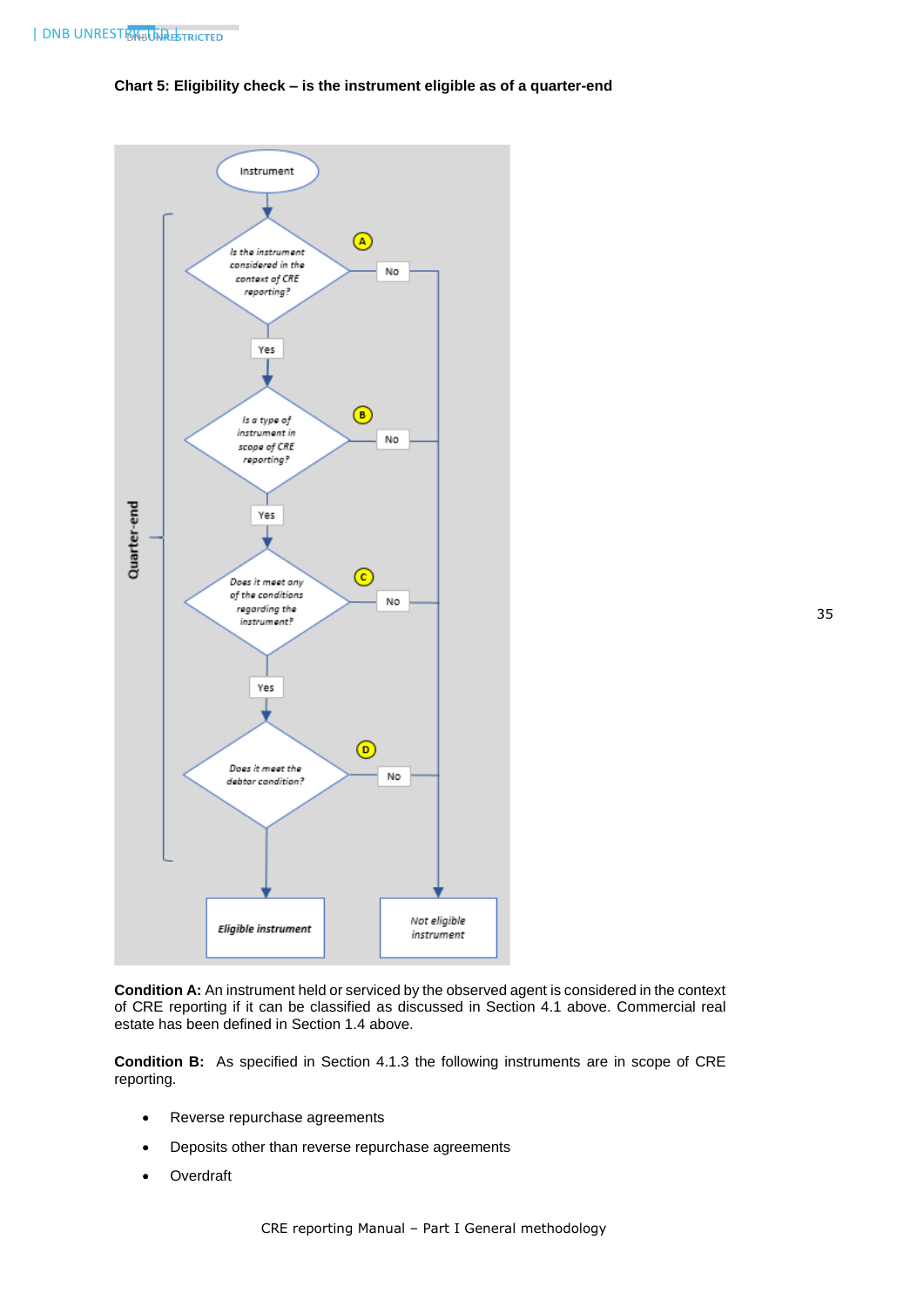**Chart 5: Eligibility check – is the instrument eligible as of a quarter-end**

Instrument

Quarter-end

A — Is the instrument considered in the context of CRE reporting? — No → Not eligible instrument; Yes ↓

B — Is a type of instrument in scope of CRE reporting? — No → Not eligible instrument; Yes ↓

C — Does it meet any of the conditions regarding the instrument? — No → Not eligible instrument; Yes ↓

D — Does it meet the debtor condition? — No → Not eligible instrument; ↓

Eligible instrument | Not eligible instrument

**Condition A:** An instrument held or serviced by the observed agent is considered in the context of CRE reporting if it can be classified as discussed in Section 4.1 above. Commercial real estate has been defined in Section 1.4 above.

**Condition B:** As specified in Section 4.1.3 the following instruments are in scope of CRE reporting.

- Reverse repurchase agreements
- Deposits other than reverse repurchase agreements
- Overdraft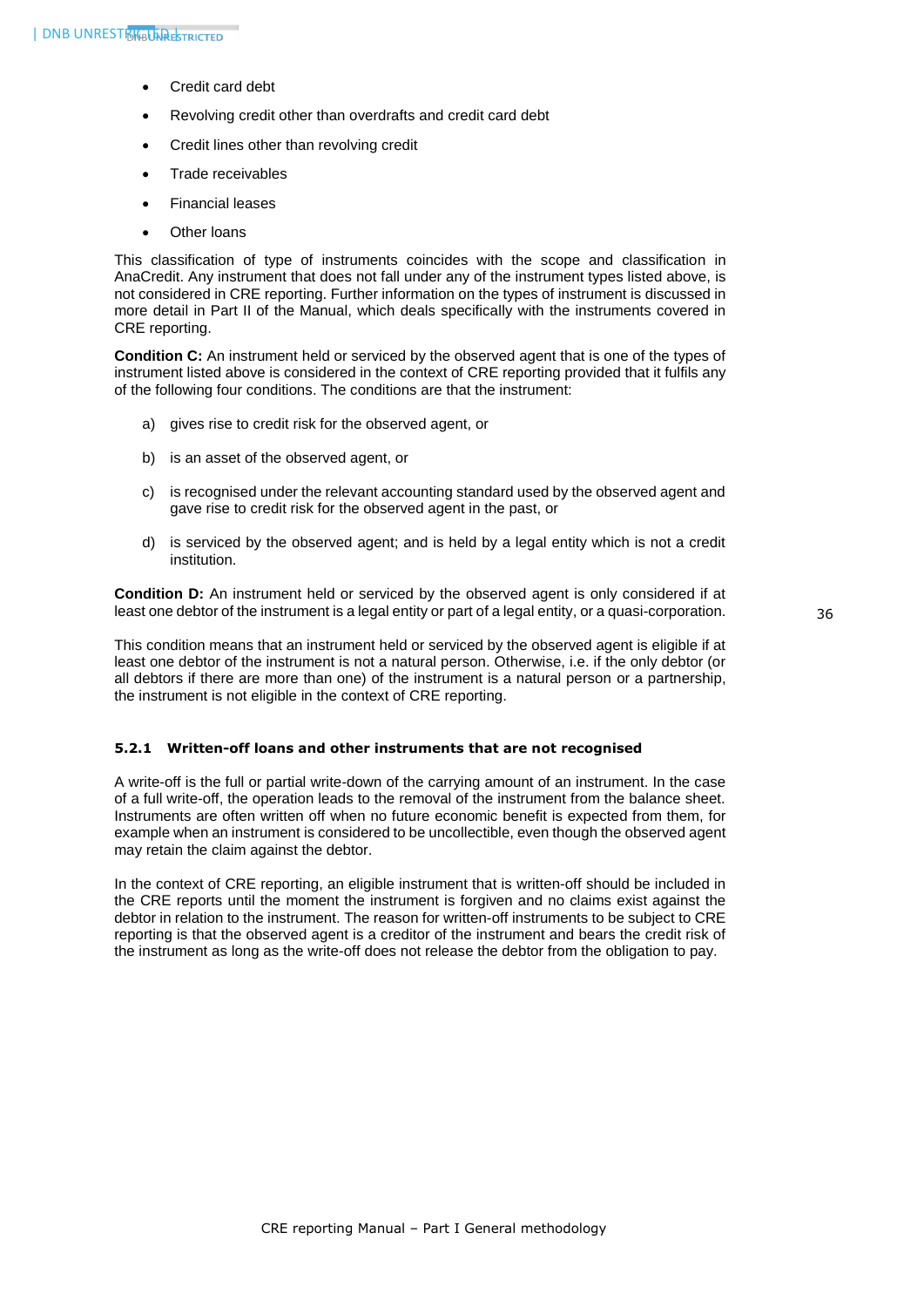- Credit card debt
- Revolving credit other than overdrafts and credit card debt
- Credit lines other than revolving credit
- Trade receivables
- Financial leases
- Other loans

This classification of type of instruments coincides with the scope and classification in AnaCredit. Any instrument that does not fall under any of the instrument types listed above, is not considered in CRE reporting. Further information on the types of instrument is discussed in more detail in Part II of the Manual, which deals specifically with the instruments covered in CRE reporting.

**Condition C:** An instrument held or serviced by the observed agent that is one of the types of instrument listed above is considered in the context of CRE reporting provided that it fulfils any of the following four conditions. The conditions are that the instrument:

a) gives rise to credit risk for the observed agent, or

b) is an asset of the observed agent, or

c) is recognised under the relevant accounting standard used by the observed agent and gave rise to credit risk for the observed agent in the past, or

d) is serviced by the observed agent; and is held by a legal entity which is not a credit institution.

**Condition D:** An instrument held or serviced by the observed agent is only considered if at least one debtor of the instrument is a legal entity or part of a legal entity, or a quasi-corporation.

This condition means that an instrument held or serviced by the observed agent is eligible if at least one debtor of the instrument is not a natural person. Otherwise, i.e. if the only debtor (or all debtors if there are more than one) of the instrument is a natural person or a partnership, the instrument is not eligible in the context of CRE reporting.

### 5.2.1 Written-off loans and other instruments that are not recognised

A write-off is the full or partial write-down of the carrying amount of an instrument. In the case of a full write-off, the operation leads to the removal of the instrument from the balance sheet. Instruments are often written off when no future economic benefit is expected from them, for example when an instrument is considered to be uncollectible, even though the observed agent may retain the claim against the debtor.

In the context of CRE reporting, an eligible instrument that is written-off should be included in the CRE reports until the moment the instrument is forgiven and no claims exist against the debtor in relation to the instrument. The reason for written-off instruments to be subject to CRE reporting is that the observed agent is a creditor of the instrument and bears the credit risk of the instrument as long as the write-off does not release the debtor from the obligation to pay.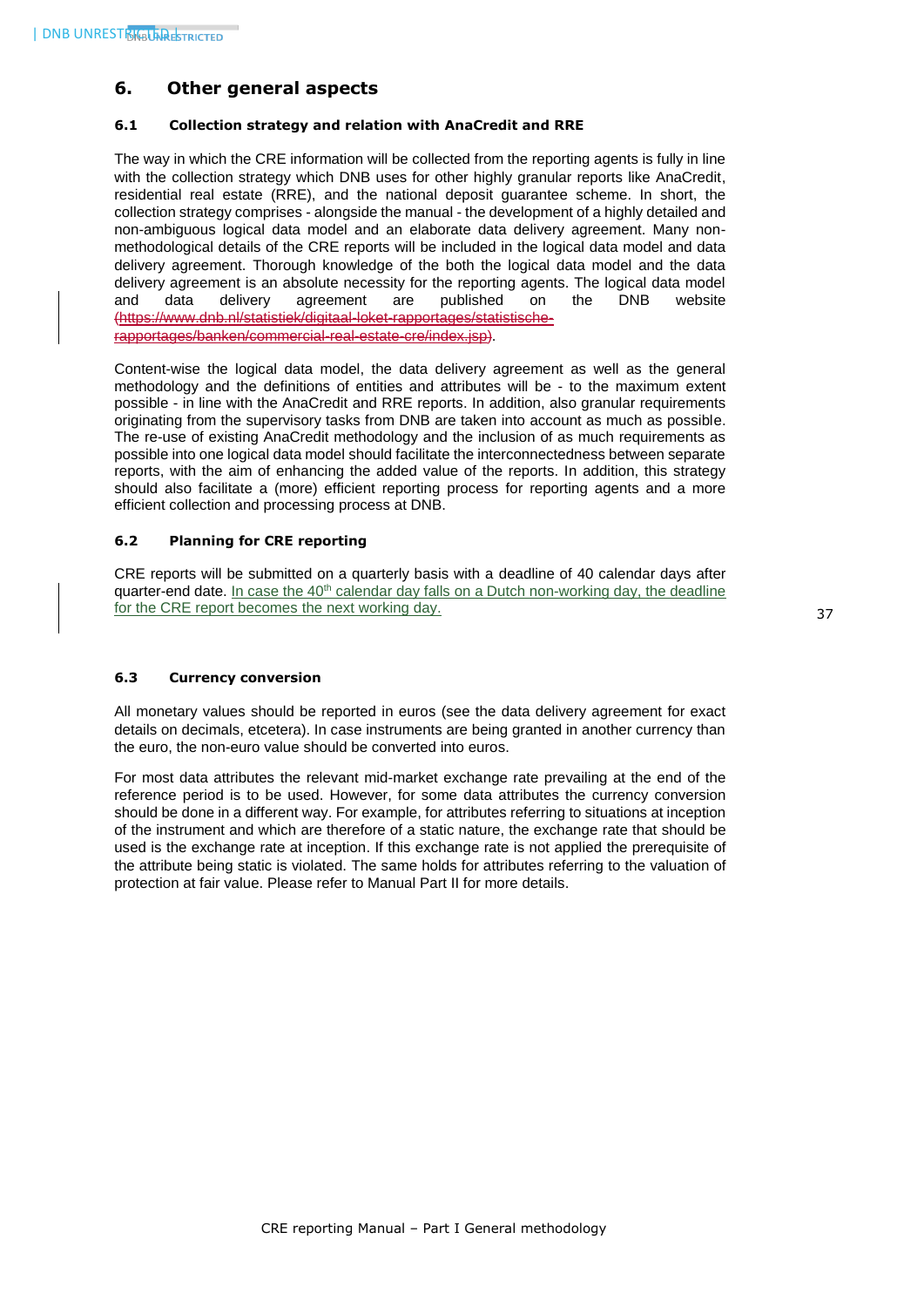## 6. Other general aspects

### 6.1 Collection strategy and relation with AnaCredit and RRE

The way in which the CRE information will be collected from the reporting agents is fully in line with the collection strategy which DNB uses for other highly granular reports like AnaCredit, residential real estate (RRE), and the national deposit guarantee scheme. In short, the collection strategy comprises - alongside the manual - the development of a highly detailed and non-ambiguous logical data model and an elaborate data delivery agreement. Many non-methodological details of the CRE reports will be included in the logical data model and data delivery agreement. Thorough knowledge of the both the logical data model and the data delivery agreement is an absolute necessity for the reporting agents. The logical data model and data delivery agreement are published on the DNB website ~~(https://www.dnb.nl/statistiek/digitaal-loket-rapportages/statistische-rapportages/banken/commercial-real-estate-cre/index.jsp)~~.

Content-wise the logical data model, the data delivery agreement as well as the general methodology and the definitions of entities and attributes will be - to the maximum extent possible - in line with the AnaCredit and RRE reports. In addition, also granular requirements originating from the supervisory tasks from DNB are taken into account as much as possible. The re-use of existing AnaCredit methodology and the inclusion of as much requirements as possible into one logical data model should facilitate the interconnectedness between separate reports, with the aim of enhancing the added value of the reports. In addition, this strategy should also facilitate a (more) efficient reporting process for reporting agents and a more efficient collection and processing process at DNB.

### 6.2 Planning for CRE reporting

CRE reports will be submitted on a quarterly basis with a deadline of 40 calendar days after quarter-end date. In case the 40th calendar day falls on a Dutch non-working day, the deadline for the CRE report becomes the next working day.

### 6.3 Currency conversion

All monetary values should be reported in euros (see the data delivery agreement for exact details on decimals, etcetera). In case instruments are being granted in another currency than the euro, the non-euro value should be converted into euros.

For most data attributes the relevant mid-market exchange rate prevailing at the end of the reference period is to be used. However, for some data attributes the currency conversion should be done in a different way. For example, for attributes referring to situations at inception of the instrument and which are therefore of a static nature, the exchange rate that should be used is the exchange rate at inception. If this exchange rate is not applied the prerequisite of the attribute being static is violated. The same holds for attributes referring to the valuation of protection at fair value. Please refer to Manual Part II for more details.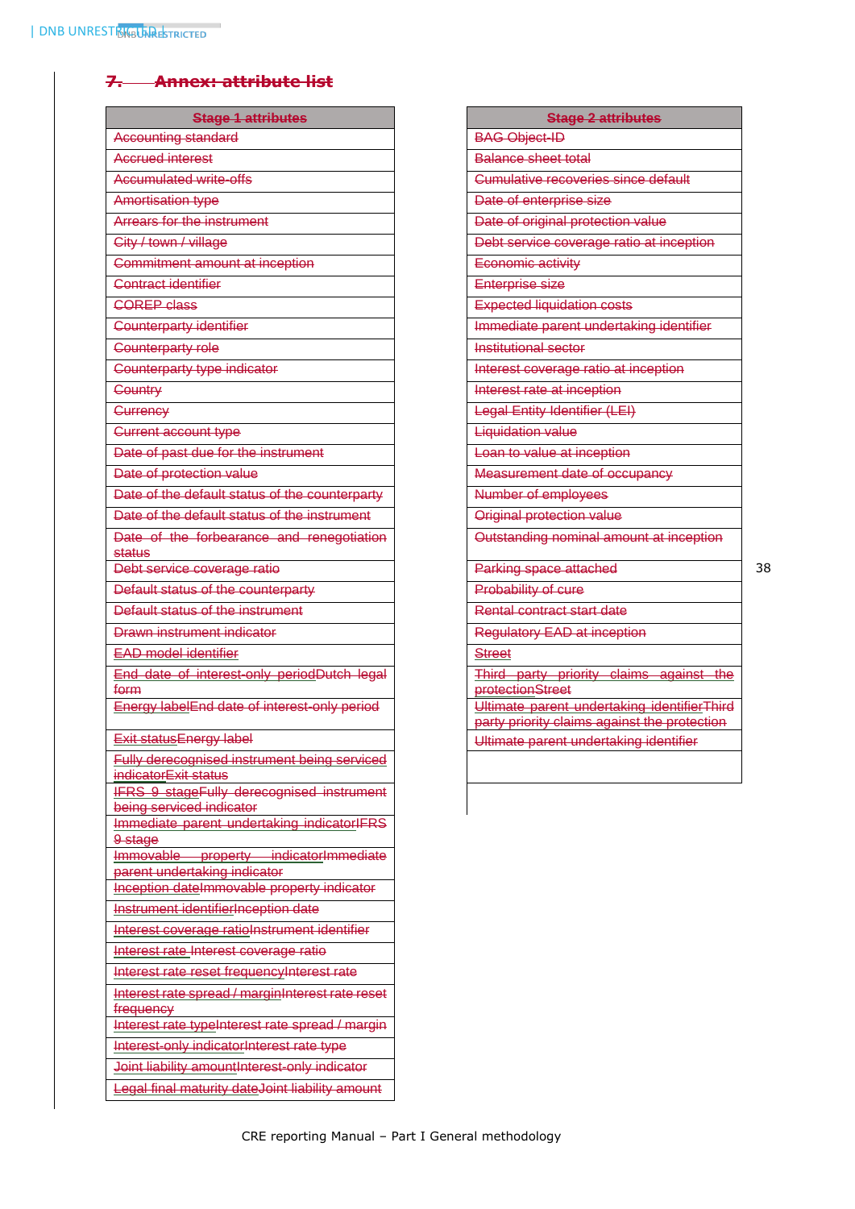## 7. Annex: attribute list

| Stage 1 attributes |
|---|
| Accounting standard |
| Accrued interest |
| Accumulated write-offs |
| Amortisation type |
| Arrears for the instrument |
| City / town / village |
| Commitment amount at inception |
| Contract identifier |
| COREP class |
| Counterparty identifier |
| Counterparty role |
| Counterparty type indicator |
| Country |
| Currency |
| Current account type |
| Date of past due for the instrument |
| Date of protection value |
| Date of the default status of the counterparty |
| Date of the default status of the instrument |
| Date of the forbearance and renegotiation status |
| Debt service coverage ratio |
| Default status of the counterparty |
| Default status of the instrument |
| Drawn instrument indicator |
| EAD model identifier |
| End date of interest-only periodDutch legal form |
| Energy labelEnd date of interest-only period |
| Exit statusEnergy label |
| Fully derecognised instrument being serviced indicatorExit status |
| IFRS 9 stageFully derecognised instrument being serviced indicator |
| Immediate parent undertaking indicatorIFRS 9 stage |
| Immovable property indicatorImmediate parent undertaking indicator |
| Inception dateImmovable property indicator |
| Instrument identifierInception date |
| Interest coverage ratioInstrument identifier |
| Interest rate Interest coverage ratio |
| Interest rate reset frequencyInterest rate |
| Interest rate spread / marginInterest rate reset frequency |
| Interest rate typeInterest rate spread / margin |
| Interest-only indicatorInterest rate type |
| Joint liability amountInterest-only indicator |
| Legal final maturity dateJoint liability amount |

| Stage 2 attributes |
|---|
| BAG Object-ID |
| Balance sheet total |
| Cumulative recoveries since default |
| Date of enterprise size |
| Date of original protection value |
| Debt service coverage ratio at inception |
| Economic activity |
| Enterprise size |
| Expected liquidation costs |
| Immediate parent undertaking identifier |
| Institutional sector |
| Interest coverage ratio at inception |
| Interest rate at inception |
| Legal Entity Identifier (LEI) |
| Liquidation value |
| Loan to value at inception |
| Measurement date of occupancy |
| Number of employees |
| Original protection value |
| Outstanding nominal amount at inception |
| Parking space attached |
| Probability of cure |
| Rental contract start date |
| Regulatory EAD at inception |
| Street |
| Third party priority claims against the protectionStreet |
| Ultimate parent undertaking identifierThird party priority claims against the protection |
| Ultimate parent undertaking identifier |
| |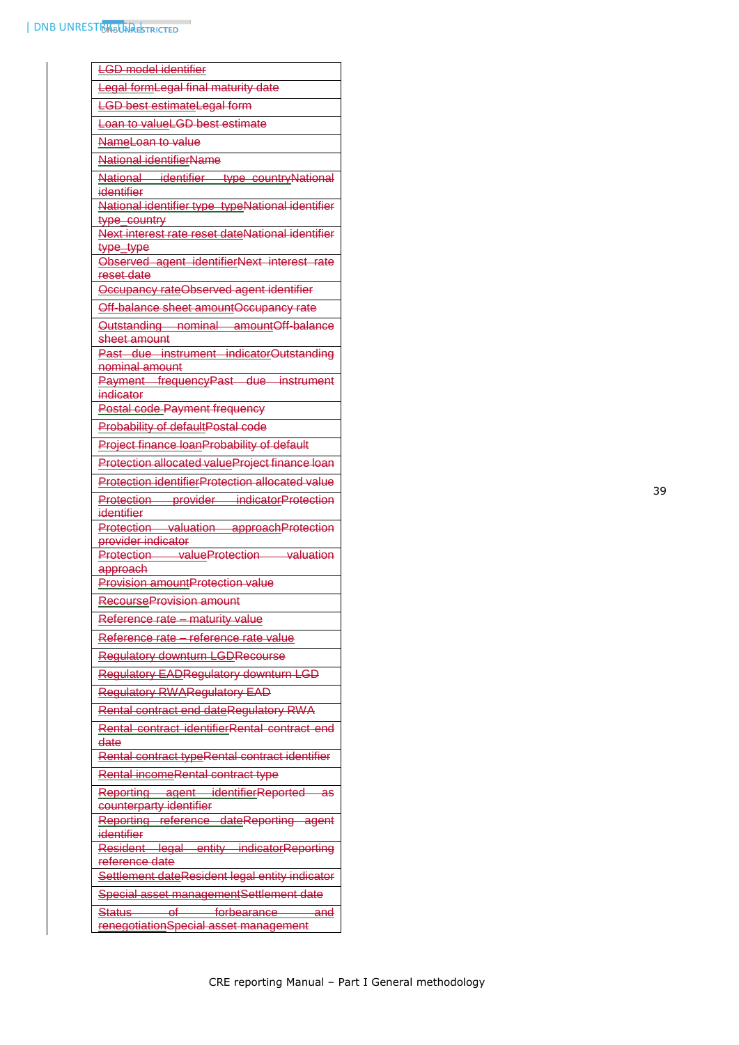| LGD model identifier |
|---|
| Legal formLegal final maturity date |
| LGD best estimateLegal form |
| Loan to valueLGD best estimate |
| NameLoan to value |
| National identifierName |
| National identifier type countryNational identifier |
| National identifier type typeNational identifier type_country |
| Next interest rate reset dateNational identifier type_type |
| Observed agent identifierNext interest rate reset date |
| Occupancy rateObserved agent identifier |
| Off-balance sheet amountOccupancy rate |
| Outstanding nominal amountOff-balance sheet amount |
| Past due instrument indicatorOutstanding nominal amount |
| Payment frequencyPast due instrument indicator |
| Postal code Payment frequency |
| Probability of defaultPostal code |
| Project finance loanProbability of default |
| Protection allocated valueProject finance loan |
| Protection identifierProtection allocated value |
| Protection provider indicatorProtection identifier |
| Protection valuation approachProtection provider indicator |
| Protection valueProtection valuation approach |
| Provision amountProtection value |
| RecourseProvision amount |
| Reference rate – maturity value |
| Reference rate – reference rate value |
| Regulatory downturn LGDRecourse |
| Regulatory EADRegulatory downturn LGD |
| Regulatory RWARegulatory EAD |
| Rental contract end dateRegulatory RWA |
| Rental contract identifierRental contract end date |
| Rental contract typeRental contract identifier |
| Rental incomeRental contract type |
| Reporting agent identifierReported as counterparty identifier |
| Reporting reference dateReporting agent identifier |
| Resident legal entity indicatorReporting reference date |
| Settlement dateResident legal entity indicator |
| Special asset managementSettlement date |
| Status of forbearance and renegotiationSpecial asset management |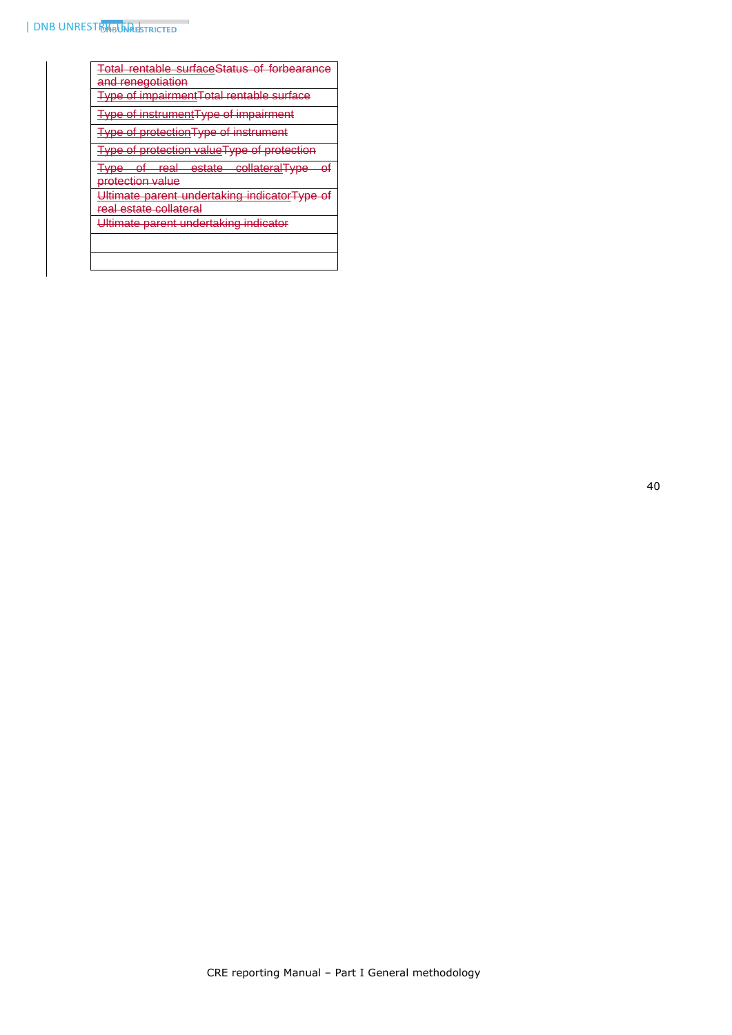| |
|---|
| ~~Total rentable surface~~~~Status of forbearance and renegotiation~~ |
| ~~Type of impairment~~~~Total rentable surface~~ |
| ~~Type of instrument~~~~Type of impairment~~ |
| ~~Type of protection~~~~Type of instrument~~ |
| ~~Type of protection value~~~~Type of protection~~ |
| ~~Type of real estate collateral~~~~Type of protection value~~ |
| ~~Ultimate parent undertaking indicator~~~~Type of real estate collateral~~ |
| ~~Ultimate parent undertaking indicator~~ |
| |
| |